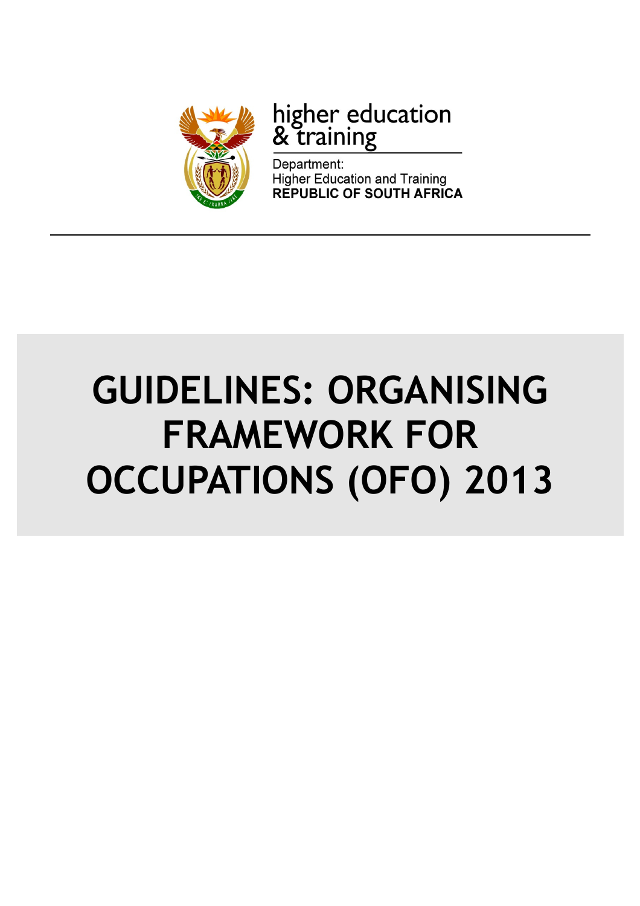higher education & training

Department:
Higher Education and Training
**REPUBLIC OF SOUTH AFRICA**

# GUIDELINES: ORGANISING FRAMEWORK FOR OCCUPATIONS (OFO) 2013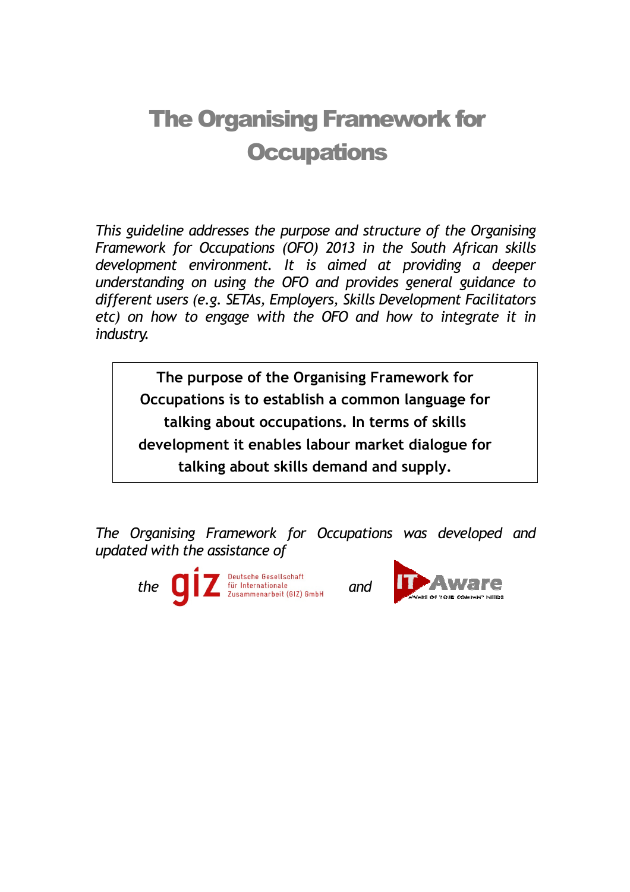# The Organising Framework for Occupations

*This guideline addresses the purpose and structure of the Organising Framework for Occupations (OFO) 2013 in the South African skills development environment. It is aimed at providing a deeper understanding on using the OFO and provides general guidance to different users (e.g. SETAs, Employers, Skills Development Facilitators etc) on how to engage with the OFO and how to integrate it in industry.*

**The purpose of the Organising Framework for Occupations is to establish a common language for talking about occupations. In terms of skills development it enables labour market dialogue for talking about skills demand and supply.**

*The Organising Framework for Occupations was developed and updated with the assistance of*

*the* giz Deutsche Gesellschaft für Internationale Zusammenarbeit (GIZ) GmbH *and* IT Aware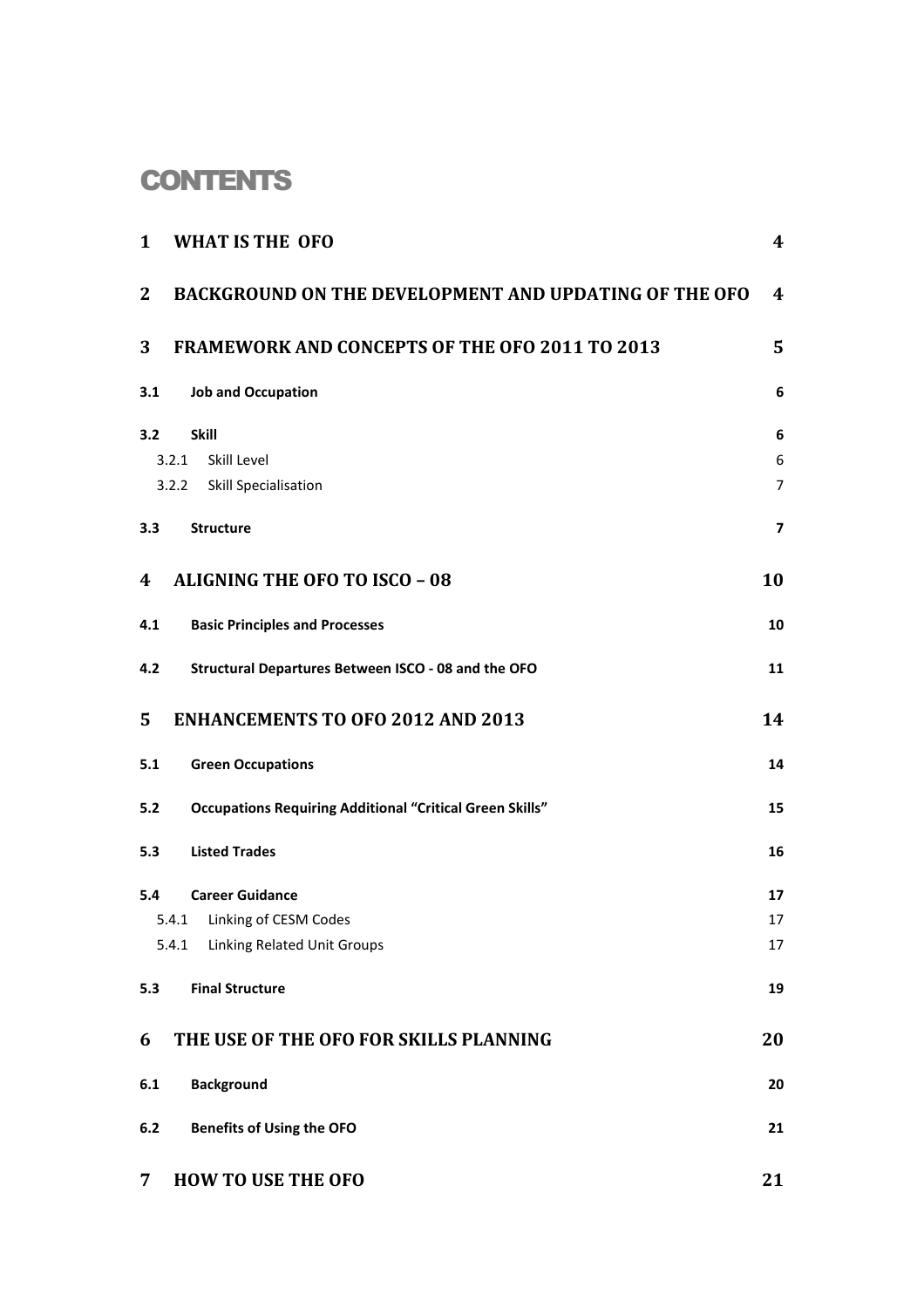# CONTENTS

| | | |
|---|---|---|
| **1** | **WHAT IS THE OFO** | **4** |
| **2** | **BACKGROUND ON THE DEVELOPMENT AND UPDATING OF THE OFO** | **4** |
| **3** | **FRAMEWORK AND CONCEPTS OF THE OFO 2011 TO 2013** | **5** |
| **3.1** | **Job and Occupation** | **6** |
| **3.2** | **Skill** | **6** |
| 3.2.1 | Skill Level | 6 |
| 3.2.2 | Skill Specialisation | 7 |
| **3.3** | **Structure** | **7** |
| **4** | **ALIGNING THE OFO TO ISCO – 08** | **10** |
| **4.1** | **Basic Principles and Processes** | **10** |
| **4.2** | **Structural Departures Between ISCO - 08 and the OFO** | **11** |
| **5** | **ENHANCEMENTS TO OFO 2012 AND 2013** | **14** |
| **5.1** | **Green Occupations** | **14** |
| **5.2** | **Occupations Requiring Additional "Critical Green Skills"** | **15** |
| **5.3** | **Listed Trades** | **16** |
| **5.4** | **Career Guidance** | **17** |
| 5.4.1 | Linking of CESM Codes | 17 |
| 5.4.1 | Linking Related Unit Groups | 17 |
| **5.3** | **Final Structure** | **19** |
| **6** | **THE USE OF THE OFO FOR SKILLS PLANNING** | **20** |
| **6.1** | **Background** | **20** |
| **6.2** | **Benefits of Using the OFO** | **21** |
| **7** | **HOW TO USE THE OFO** | **21** |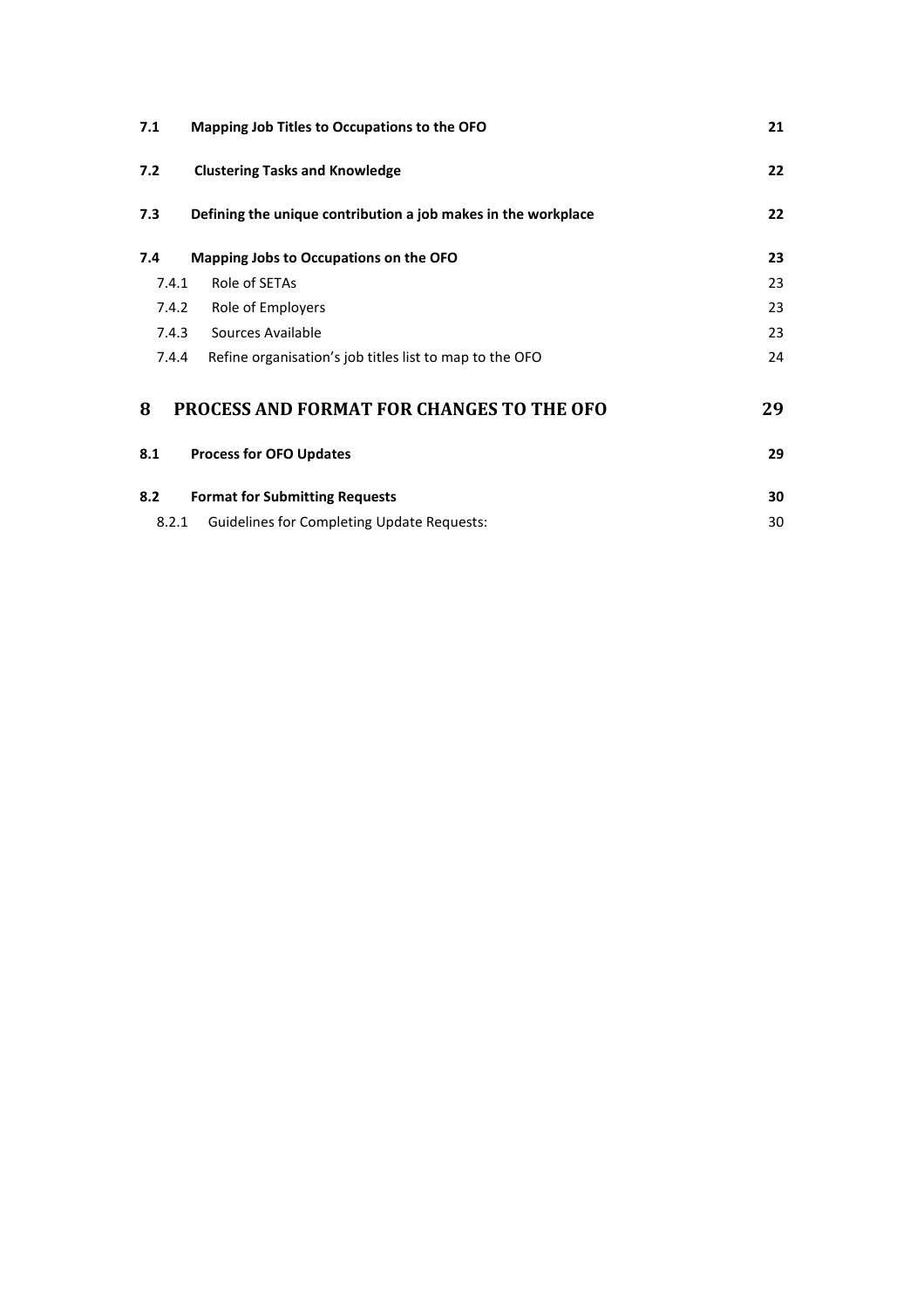| | | |
|---|---|---|
| **7.1** | **Mapping Job Titles to Occupations to the OFO** | **21** |
| **7.2** | **Clustering Tasks and Knowledge** | **22** |
| **7.3** | **Defining the unique contribution a job makes in the workplace** | **22** |
| **7.4** | **Mapping Jobs to Occupations on the OFO** | **23** |
| 7.4.1 | Role of SETAs | 23 |
| 7.4.2 | Role of Employers | 23 |
| 7.4.3 | Sources Available | 23 |
| 7.4.4 | Refine organisation's job titles list to map to the OFO | 24 |
| **8** | **PROCESS AND FORMAT FOR CHANGES TO THE OFO** | **29** |
| **8.1** | **Process for OFO Updates** | **29** |
| **8.2** | **Format for Submitting Requests** | **30** |
| 8.2.1 | Guidelines for Completing Update Requests: | 30 |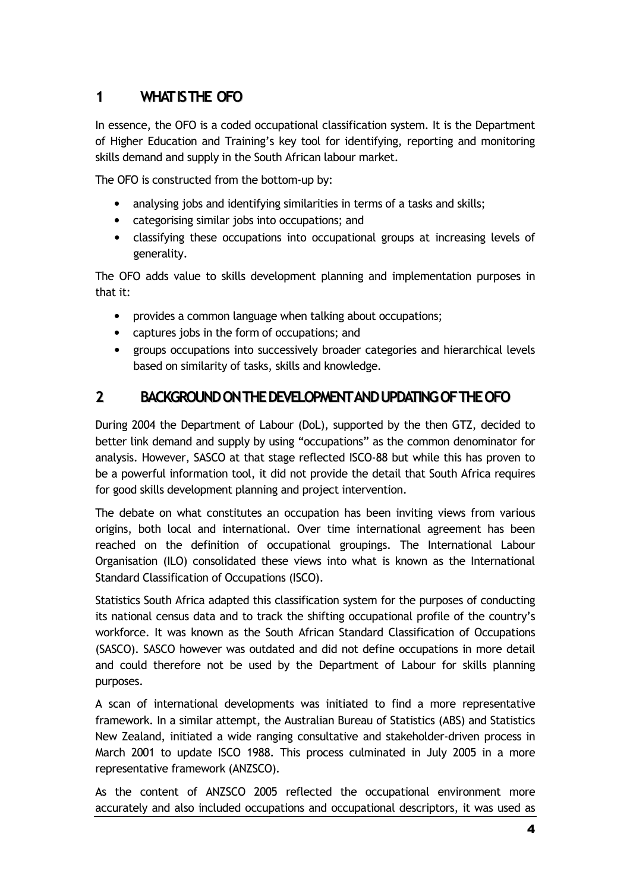# 1 WHAT IS THE OFO

In essence, the OFO is a coded occupational classification system. It is the Department of Higher Education and Training's key tool for identifying, reporting and monitoring skills demand and supply in the South African labour market.

The OFO is constructed from the bottom-up by:

- analysing jobs and identifying similarities in terms of a tasks and skills;
- categorising similar jobs into occupations; and
- classifying these occupations into occupational groups at increasing levels of generality.

The OFO adds value to skills development planning and implementation purposes in that it:

- provides a common language when talking about occupations;
- captures jobs in the form of occupations; and
- groups occupations into successively broader categories and hierarchical levels based on similarity of tasks, skills and knowledge.

# 2 BACKGROUND ON THE DEVELOPMENT AND UPDATING OF THE OFO

During 2004 the Department of Labour (DoL), supported by the then GTZ, decided to better link demand and supply by using "occupations" as the common denominator for analysis. However, SASCO at that stage reflected ISCO-88 but while this has proven to be a powerful information tool, it did not provide the detail that South Africa requires for good skills development planning and project intervention.

The debate on what constitutes an occupation has been inviting views from various origins, both local and international. Over time international agreement has been reached on the definition of occupational groupings. The International Labour Organisation (ILO) consolidated these views into what is known as the International Standard Classification of Occupations (ISCO).

Statistics South Africa adapted this classification system for the purposes of conducting its national census data and to track the shifting occupational profile of the country's workforce. It was known as the South African Standard Classification of Occupations (SASCO). SASCO however was outdated and did not define occupations in more detail and could therefore not be used by the Department of Labour for skills planning purposes.

A scan of international developments was initiated to find a more representative framework. In a similar attempt, the Australian Bureau of Statistics (ABS) and Statistics New Zealand, initiated a wide ranging consultative and stakeholder-driven process in March 2001 to update ISCO 1988. This process culminated in July 2005 in a more representative framework (ANZSCO).

As the content of ANZSCO 2005 reflected the occupational environment more accurately and also included occupations and occupational descriptors, it was used as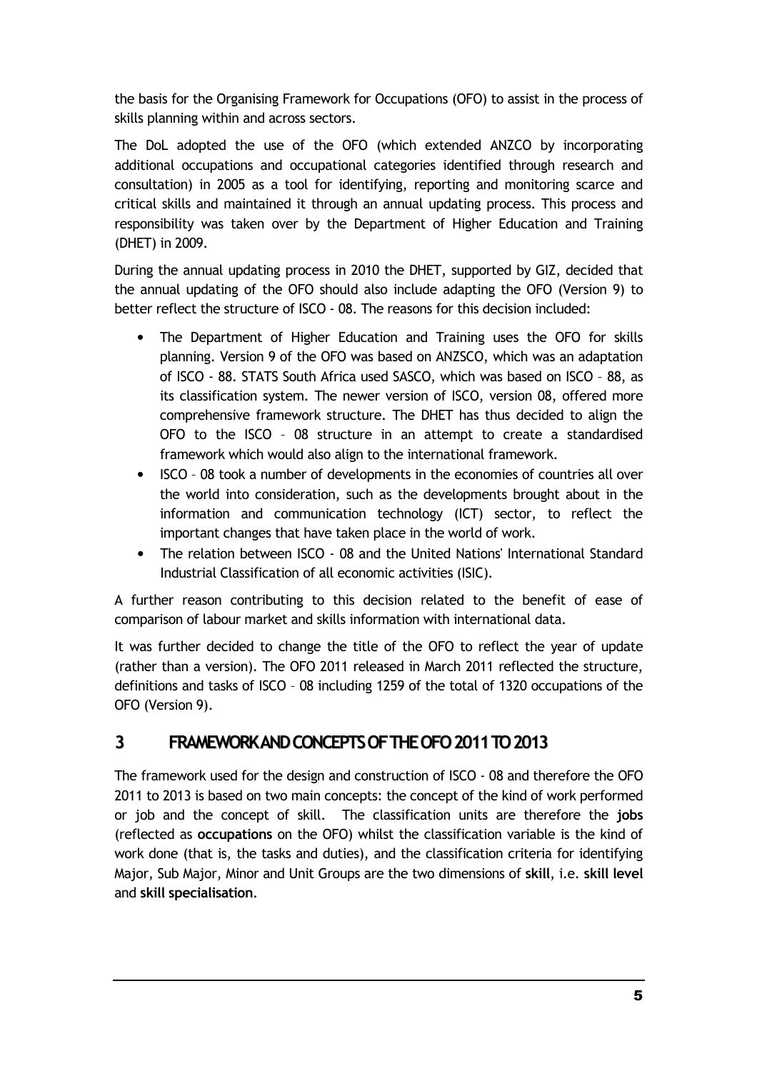the basis for the Organising Framework for Occupations (OFO) to assist in the process of skills planning within and across sectors.

The DoL adopted the use of the OFO (which extended ANZCO by incorporating additional occupations and occupational categories identified through research and consultation) in 2005 as a tool for identifying, reporting and monitoring scarce and critical skills and maintained it through an annual updating process. This process and responsibility was taken over by the Department of Higher Education and Training (DHET) in 2009.

During the annual updating process in 2010 the DHET, supported by GIZ, decided that the annual updating of the OFO should also include adapting the OFO (Version 9) to better reflect the structure of ISCO - 08. The reasons for this decision included:

- The Department of Higher Education and Training uses the OFO for skills planning. Version 9 of the OFO was based on ANZSCO, which was an adaptation of ISCO - 88. STATS South Africa used SASCO, which was based on ISCO – 88, as its classification system. The newer version of ISCO, version 08, offered more comprehensive framework structure. The DHET has thus decided to align the OFO to the ISCO – 08 structure in an attempt to create a standardised framework which would also align to the international framework.
- ISCO – 08 took a number of developments in the economies of countries all over the world into consideration, such as the developments brought about in the information and communication technology (ICT) sector, to reflect the important changes that have taken place in the world of work.
- The relation between ISCO - 08 and the United Nations' International Standard Industrial Classification of all economic activities (ISIC).

A further reason contributing to this decision related to the benefit of ease of comparison of labour market and skills information with international data.

It was further decided to change the title of the OFO to reflect the year of update (rather than a version). The OFO 2011 released in March 2011 reflected the structure, definitions and tasks of ISCO – 08 including 1259 of the total of 1320 occupations of the OFO (Version 9).

## 3 FRAMEWORK AND CONCEPTS OF THE OFO 2011 TO 2013

The framework used for the design and construction of ISCO - 08 and therefore the OFO 2011 to 2013 is based on two main concepts: the concept of the kind of work performed or job and the concept of skill. The classification units are therefore the **jobs** (reflected as **occupations** on the OFO) whilst the classification variable is the kind of work done (that is, the tasks and duties), and the classification criteria for identifying Major, Sub Major, Minor and Unit Groups are the two dimensions of **skill**, i.e. **skill level** and **skill specialisation**.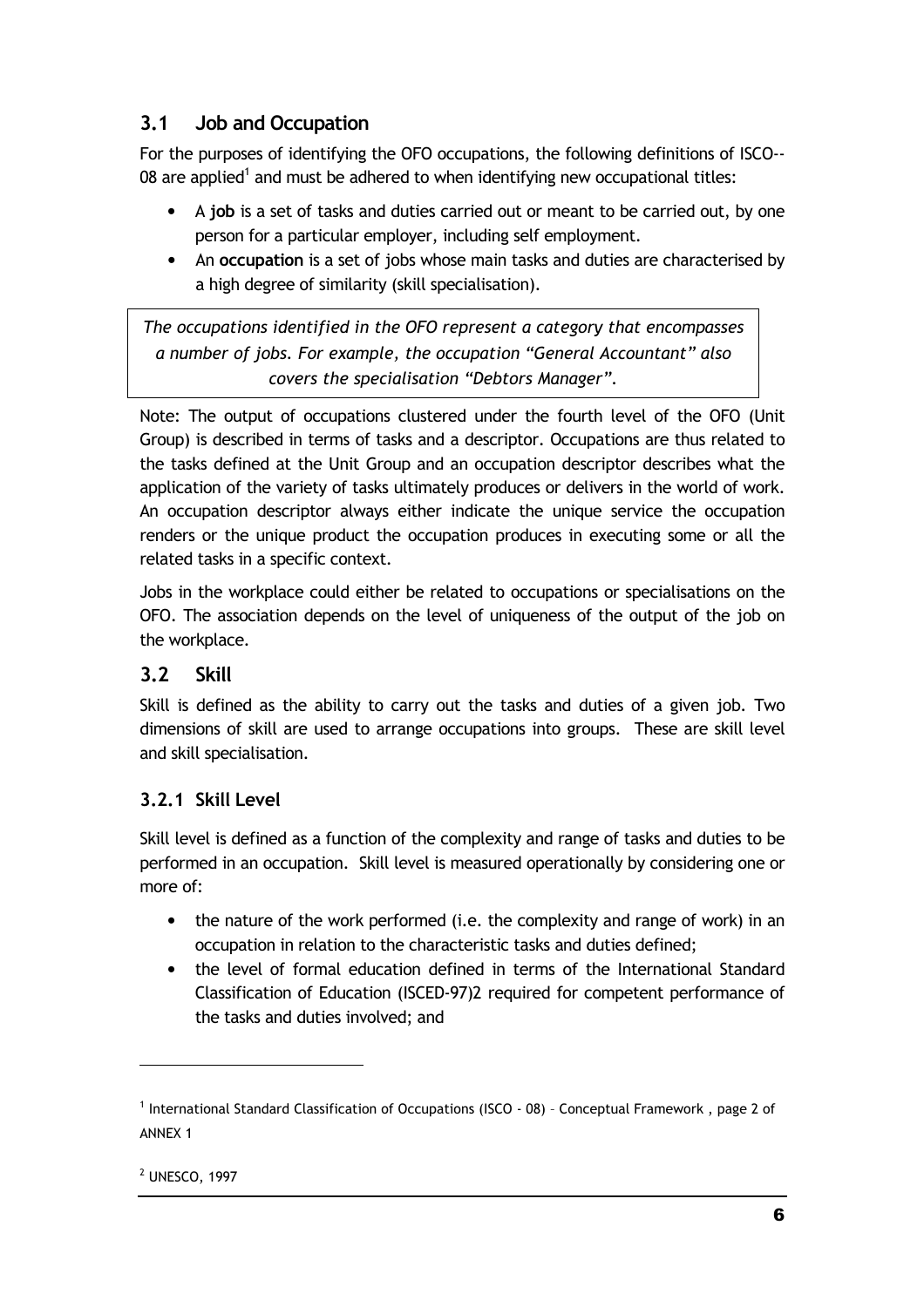## 3.1 Job and Occupation

For the purposes of identifying the OFO occupations, the following definitions of ISCO--08 are applied[1] and must be adhered to when identifying new occupational titles:

- A **job** is a set of tasks and duties carried out or meant to be carried out, by one person for a particular employer, including self employment.
- An **occupation** is a set of jobs whose main tasks and duties are characterised by a high degree of similarity (skill specialisation).

*The occupations identified in the OFO represent a category that encompasses a number of jobs. For example, the occupation "General Accountant" also covers the specialisation "Debtors Manager".*

Note: The output of occupations clustered under the fourth level of the OFO (Unit Group) is described in terms of tasks and a descriptor. Occupations are thus related to the tasks defined at the Unit Group and an occupation descriptor describes what the application of the variety of tasks ultimately produces or delivers in the world of work. An occupation descriptor always either indicate the unique service the occupation renders or the unique product the occupation produces in executing some or all the related tasks in a specific context.

Jobs in the workplace could either be related to occupations or specialisations on the OFO. The association depends on the level of uniqueness of the output of the job on the workplace.

## 3.2 Skill

Skill is defined as the ability to carry out the tasks and duties of a given job. Two dimensions of skill are used to arrange occupations into groups. These are skill level and skill specialisation.

### 3.2.1 Skill Level

Skill level is defined as a function of the complexity and range of tasks and duties to be performed in an occupation. Skill level is measured operationally by considering one or more of:

- the nature of the work performed (i.e. the complexity and range of work) in an occupation in relation to the characteristic tasks and duties defined;
- the level of formal education defined in terms of the International Standard Classification of Education (ISCED-97)2 required for competent performance of the tasks and duties involved; and

[1] International Standard Classification of Occupations (ISCO - 08) – Conceptual Framework , page 2 of ANNEX 1

[2] UNESCO, 1997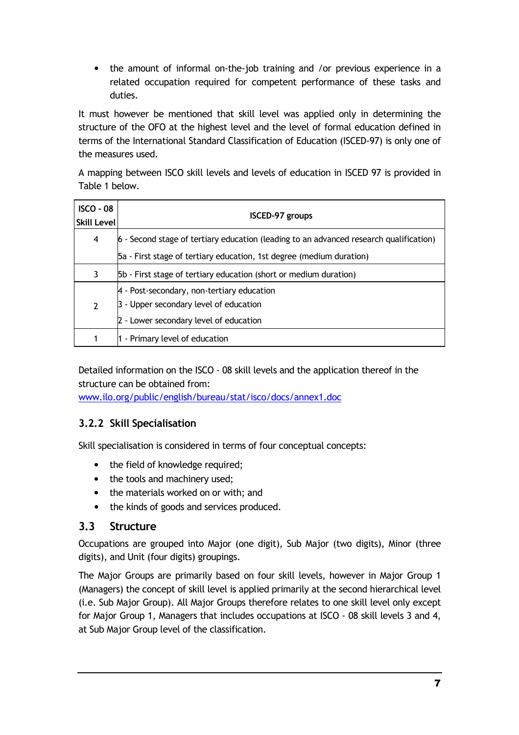- the amount of informal on-the-job training and /or previous experience in a related occupation required for competent performance of these tasks and duties.

It must however be mentioned that skill level was applied only in determining the structure of the OFO at the highest level and the level of formal education defined in terms of the International Standard Classification of Education (ISCED-97) is only one of the measures used.

A mapping between ISCO skill levels and levels of education in ISCED 97 is provided in Table 1 below.

| ISCO - 08 Skill Level | ISCED-97 groups |
|---|---|
| 4 | 6 - Second stage of tertiary education (leading to an advanced research qualification)<br>5a - First stage of tertiary education, 1st degree (medium duration) |
| 3 | 5b - First stage of tertiary education (short or medium duration) |
| 2 | 4 - Post-secondary, non-tertiary education<br>3 - Upper secondary level of education<br>2 - Lower secondary level of education |
| 1 | 1 - Primary level of education |

Detailed information on the ISCO - 08 skill levels and the application thereof in the structure can be obtained from:
[www.ilo.org/public/english/bureau/stat/isco/docs/annex1.doc](www.ilo.org/public/english/bureau/stat/isco/docs/annex1.doc)

### 3.2.2 Skill Specialisation

Skill specialisation is considered in terms of four conceptual concepts:

- the field of knowledge required;
- the tools and machinery used;
- the materials worked on or with; and
- the kinds of goods and services produced.

## 3.3 Structure

Occupations are grouped into Major (one digit), Sub Major (two digits), Minor (three digits), and Unit (four digits) groupings.

The Major Groups are primarily based on four skill levels, however in Major Group 1 (Managers) the concept of skill level is applied primarily at the second hierarchical level (i.e. Sub Major Group). All Major Groups therefore relates to one skill level only except for Major Group 1, Managers that includes occupations at ISCO - 08 skill levels 3 and 4, at Sub Major Group level of the classification.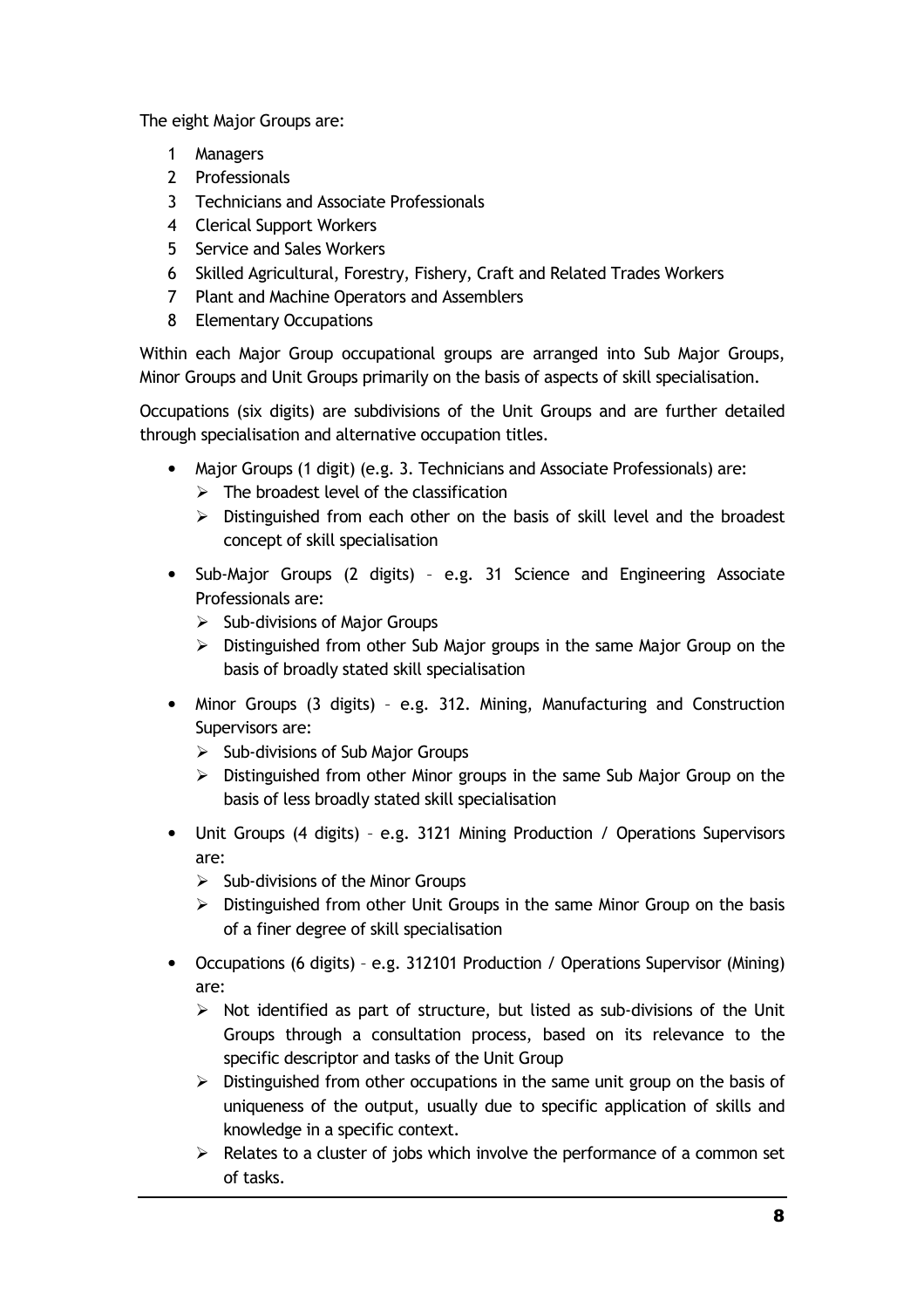The eight Major Groups are:

1. Managers
2. Professionals
3. Technicians and Associate Professionals
4. Clerical Support Workers
5. Service and Sales Workers
6. Skilled Agricultural, Forestry, Fishery, Craft and Related Trades Workers
7. Plant and Machine Operators and Assemblers
8. Elementary Occupations

Within each Major Group occupational groups are arranged into Sub Major Groups, Minor Groups and Unit Groups primarily on the basis of aspects of skill specialisation.

Occupations (six digits) are subdivisions of the Unit Groups and are further detailed through specialisation and alternative occupation titles.

- Major Groups (1 digit) (e.g. 3. Technicians and Associate Professionals) are:
  - The broadest level of the classification
  - Distinguished from each other on the basis of skill level and the broadest concept of skill specialisation
- Sub-Major Groups (2 digits) – e.g. 31 Science and Engineering Associate Professionals are:
  - Sub-divisions of Major Groups
  - Distinguished from other Sub Major groups in the same Major Group on the basis of broadly stated skill specialisation
- Minor Groups (3 digits) – e.g. 312. Mining, Manufacturing and Construction Supervisors are:
  - Sub-divisions of Sub Major Groups
  - Distinguished from other Minor groups in the same Sub Major Group on the basis of less broadly stated skill specialisation
- Unit Groups (4 digits) – e.g. 3121 Mining Production / Operations Supervisors are:
  - Sub-divisions of the Minor Groups
  - Distinguished from other Unit Groups in the same Minor Group on the basis of a finer degree of skill specialisation
- Occupations (6 digits) – e.g. 312101 Production / Operations Supervisor (Mining) are:
  - Not identified as part of structure, but listed as sub-divisions of the Unit Groups through a consultation process, based on its relevance to the specific descriptor and tasks of the Unit Group
  - Distinguished from other occupations in the same unit group on the basis of uniqueness of the output, usually due to specific application of skills and knowledge in a specific context.
  - Relates to a cluster of jobs which involve the performance of a common set of tasks.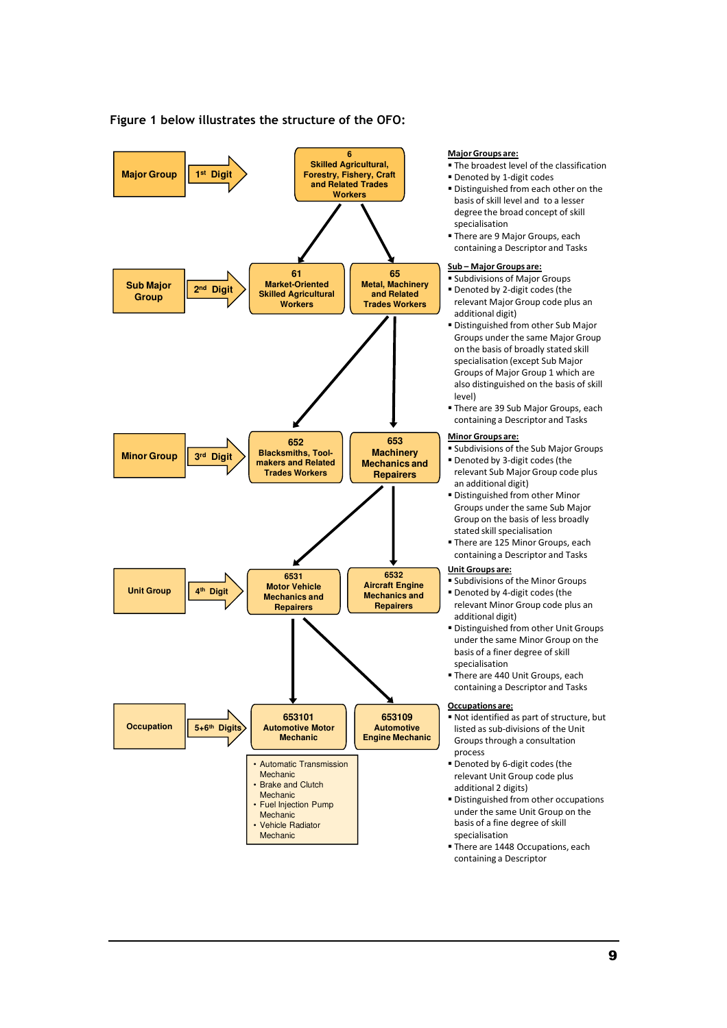Figure 1 below illustrates the structure of the OFO:

| Level | Digits | Code / Title | Code / Title |
|---|---|---|---|
| Major Group | 1st Digit | 6 Skilled Agricultural, Forestry, Fishery, Craft and Related Trades Workers | |
| Sub Major Group | 2nd Digit | 61 Market-Oriented Skilled Agricultural Workers | 65 Metal, Machinery and Related Trades Workers |
| Minor Group | 3rd Digit | 652 Blacksmiths, Tool-makers and Related Trades Workers | 653 Machinery Mechanics and Repairers |
| Unit Group | 4th Digit | 6531 Motor Vehicle Mechanics and Repairers | 6532 Aircraft Engine Mechanics and Repairers |
| Occupation | 5+6th Digits | 653101 Automotive Motor Mechanic | 653109 Automotive Engine Mechanic |

- Automatic Transmission Mechanic
- Brake and Clutch Mechanic
- Fuel Injection Pump Mechanic
- Vehicle Radiator Mechanic

**Major Groups are:**

- The broadest level of the classification
- Denoted by 1-digit codes
- Distinguished from each other on the basis of skill level and to a lesser degree the broad concept of skill specialisation
- There are 9 Major Groups, each containing a Descriptor and Tasks

**Sub – Major Groups are:**

- Subdivisions of Major Groups
- Denoted by 2-digit codes (the relevant Major Group code plus an additional digit)
- Distinguished from other Sub Major Groups under the same Major Group on the basis of broadly stated skill specialisation (except Sub Major Groups of Major Group 1 which are also distinguished on the basis of skill level)
- There are 39 Sub Major Groups, each containing a Descriptor and Tasks

**Minor Groups are:**

- Subdivisions of the Sub Major Groups
- Denoted by 3-digit codes (the relevant Sub Major Group code plus an additional digit)
- Distinguished from other Minor Groups under the same Sub Major Group on the basis of less broadly stated skill specialisation
- There are 125 Minor Groups, each containing a Descriptor and Tasks

**Unit Groups are:**

- Subdivisions of the Minor Groups
- Denoted by 4-digit codes (the relevant Minor Group code plus an additional digit)
- Distinguished from other Unit Groups under the same Minor Group on the basis of a finer degree of skill specialisation
- There are 440 Unit Groups, each containing a Descriptor and Tasks

**Occupations are:**

- Not identified as part of structure, but listed as sub-divisions of the Unit Groups through a consultation process
- Denoted by 6-digit codes (the relevant Unit Group code plus additional 2 digits)
- Distinguished from other occupations under the same Unit Group on the basis of a fine degree of skill specialisation
- There are 1448 Occupations, each containing a Descriptor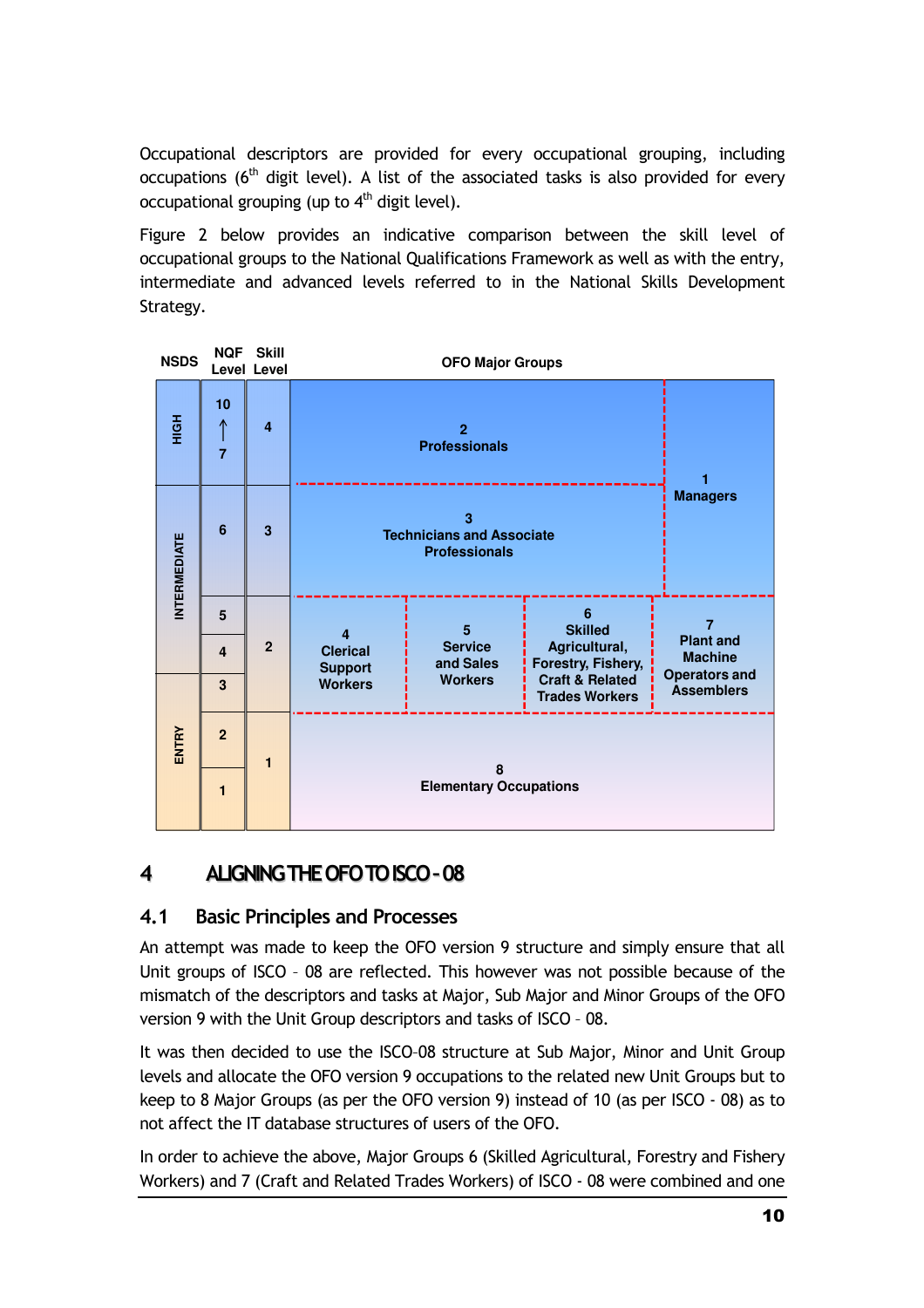Occupational descriptors are provided for every occupational grouping, including occupations (6th digit level). A list of the associated tasks is also provided for every occupational grouping (up to 4th digit level).

Figure 2 below provides an indicative comparison between the skill level of occupational groups to the National Qualifications Framework as well as with the entry, intermediate and advanced levels referred to in the National Skills Development Strategy.

| NSDS | NQF Level | Skill Level | OFO Major Groups | | | | |
|---|---|---|---|---|---|---|---|
| HIGH | 10 → 7 | 4 | 2 Professionals | | | | 1 Managers |
| INTERMEDIATE | 6 | 3 | 3 Technicians and Associate Professionals | | | | |
| INTERMEDIATE | 5 | 2 | 4 Clerical Support Workers | 5 Service and Sales Workers | 6 Skilled Agricultural, Forestry, Fishery, Craft & Related Trades Workers | | 7 Plant and Machine Operators and Assemblers |
| INTERMEDIATE | 4 | 2 | | | | | |
| ENTRY | 3 | 2 | | | | | |
| ENTRY | 2 | 1 | 8 Elementary Occupations | | | | |
| ENTRY | 1 | 1 | | | | | |

# 4 ALIGNING THE OFO TO ISCO - 08

## 4.1 Basic Principles and Processes

An attempt was made to keep the OFO version 9 structure and simply ensure that all Unit groups of ISCO – 08 are reflected. This however was not possible because of the mismatch of the descriptors and tasks at Major, Sub Major and Minor Groups of the OFO version 9 with the Unit Group descriptors and tasks of ISCO – 08.

It was then decided to use the ISCO-08 structure at Sub Major, Minor and Unit Group levels and allocate the OFO version 9 occupations to the related new Unit Groups but to keep to 8 Major Groups (as per the OFO version 9) instead of 10 (as per ISCO - 08) as to not affect the IT database structures of users of the OFO.

In order to achieve the above, Major Groups 6 (Skilled Agricultural, Forestry and Fishery Workers) and 7 (Craft and Related Trades Workers) of ISCO - 08 were combined and one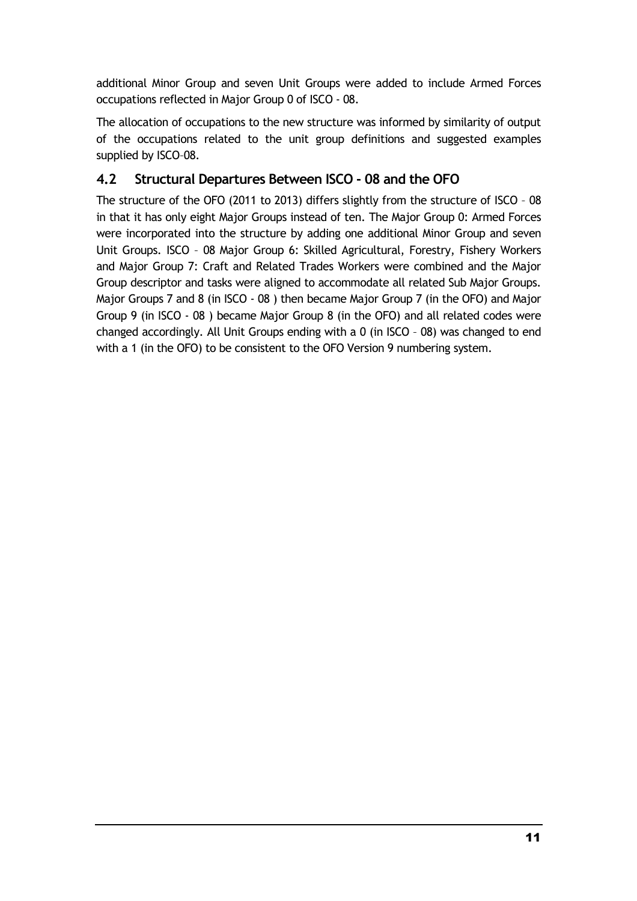additional Minor Group and seven Unit Groups were added to include Armed Forces occupations reflected in Major Group 0 of ISCO - 08.

The allocation of occupations to the new structure was informed by similarity of output of the occupations related to the unit group definitions and suggested examples supplied by ISCO–08.

## 4.2 Structural Departures Between ISCO - 08 and the OFO

The structure of the OFO (2011 to 2013) differs slightly from the structure of ISCO – 08 in that it has only eight Major Groups instead of ten. The Major Group 0: Armed Forces were incorporated into the structure by adding one additional Minor Group and seven Unit Groups. ISCO – 08 Major Group 6: Skilled Agricultural, Forestry, Fishery Workers and Major Group 7: Craft and Related Trades Workers were combined and the Major Group descriptor and tasks were aligned to accommodate all related Sub Major Groups. Major Groups 7 and 8 (in ISCO - 08 ) then became Major Group 7 (in the OFO) and Major Group 9 (in ISCO - 08 ) became Major Group 8 (in the OFO) and all related codes were changed accordingly. All Unit Groups ending with a 0 (in ISCO – 08) was changed to end with a 1 (in the OFO) to be consistent to the OFO Version 9 numbering system.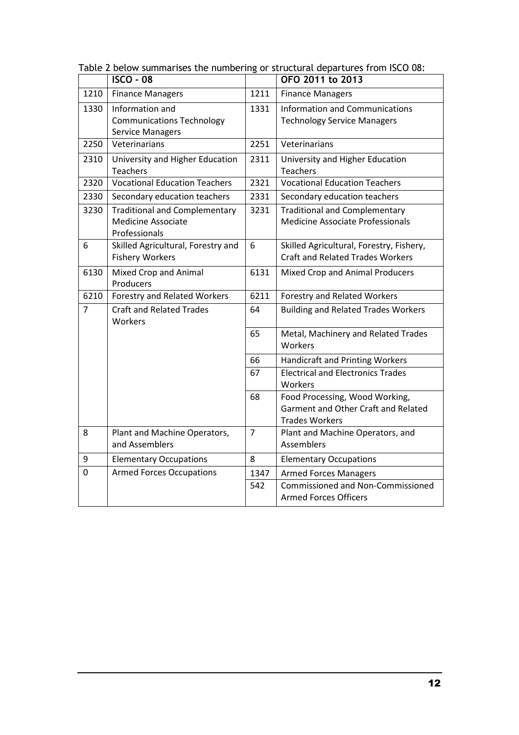Table 2 below summarises the numbering or structural departures from ISCO 08:

| | ISCO - 08 | | OFO 2011 to 2013 |
|---|---|---|---|
| 1210 | Finance Managers | 1211 | Finance Managers |
| 1330 | Information and Communications Technology Service Managers | 1331 | Information and Communications Technology Service Managers |
| 2250 | Veterinarians | 2251 | Veterinarians |
| 2310 | University and Higher Education Teachers | 2311 | University and Higher Education Teachers |
| 2320 | Vocational Education Teachers | 2321 | Vocational Education Teachers |
| 2330 | Secondary education teachers | 2331 | Secondary education teachers |
| 3230 | Traditional and Complementary Medicine Associate Professionals | 3231 | Traditional and Complementary Medicine Associate Professionals |
| 6 | Skilled Agricultural, Forestry and Fishery Workers | 6 | Skilled Agricultural, Forestry, Fishery, Craft and Related Trades Workers |
| 6130 | Mixed Crop and Animal Producers | 6131 | Mixed Crop and Animal Producers |
| 6210 | Forestry and Related Workers | 6211 | Forestry and Related Workers |
| 7 | Craft and Related Trades Workers | 64 | Building and Related Trades Workers |
| | | 65 | Metal, Machinery and Related Trades Workers |
| | | 66 | Handicraft and Printing Workers |
| | | 67 | Electrical and Electronics Trades Workers |
| | | 68 | Food Processing, Wood Working, Garment and Other Craft and Related Trades Workers |
| 8 | Plant and Machine Operators, and Assemblers | 7 | Plant and Machine Operators, and Assemblers |
| 9 | Elementary Occupations | 8 | Elementary Occupations |
| 0 | Armed Forces Occupations | 1347 | Armed Forces Managers |
| | | 542 | Commissioned and Non-Commissioned Armed Forces Officers |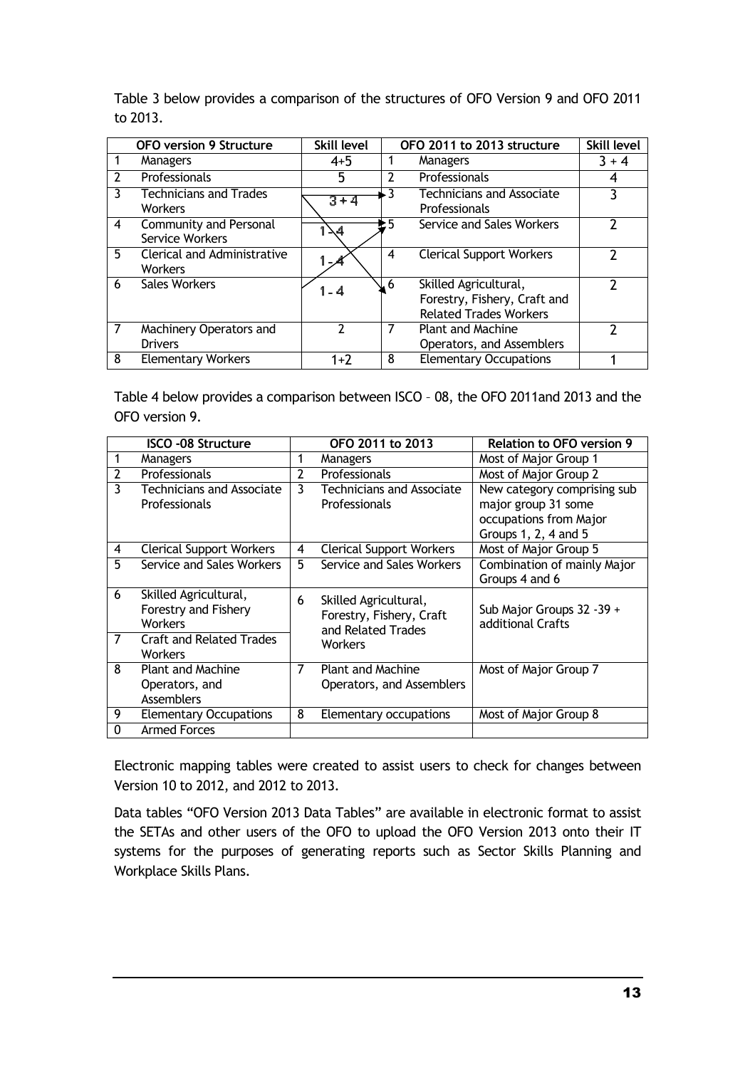Table 3 below provides a comparison of the structures of OFO Version 9 and OFO 2011 to 2013.

| | OFO version 9 Structure | Skill level | | OFO 2011 to 2013 structure | Skill level |
|---|---|---|---|---|---|
| 1 | Managers | 4+5 | 1 | Managers | 3 + 4 |
| 2 | Professionals | 5 | 2 | Professionals | 4 |
| 3 | Technicians and Trades Workers | 3 + 4 | 3 | Technicians and Associate Professionals | 3 |
| 4 | Community and Personal Service Workers | 1 - 4 | 5 | Service and Sales Workers | 2 |
| 5 | Clerical and Administrative Workers | 1 - 4 | 4 | Clerical Support Workers | 2 |
| 6 | Sales Workers | 1 - 4 | 6 | Skilled Agricultural, Forestry, Fishery, Craft and Related Trades Workers | 2 |
| 7 | Machinery Operators and Drivers | 2 | 7 | Plant and Machine Operators, and Assemblers | 2 |
| 8 | Elementary Workers | 1+2 | 8 | Elementary Occupations | 1 |

Table 4 below provides a comparison between ISCO – 08, the OFO 2011and 2013 and the OFO version 9.

| | ISCO -08 Structure | | OFO 2011 to 2013 | Relation to OFO version 9 |
|---|---|---|---|---|
| 1 | Managers | 1 | Managers | Most of Major Group 1 |
| 2 | Professionals | 2 | Professionals | Most of Major Group 2 |
| 3 | Technicians and Associate Professionals | 3 | Technicians and Associate Professionals | New category comprising sub major group 31 some occupations from Major Groups 1, 2, 4 and 5 |
| 4 | Clerical Support Workers | 4 | Clerical Support Workers | Most of Major Group 5 |
| 5 | Service and Sales Workers | 5 | Service and Sales Workers | Combination of mainly Major Groups 4 and 6 |
| 6 | Skilled Agricultural, Forestry and Fishery Workers | 6 | Skilled Agricultural, Forestry, Fishery, Craft and Related Trades Workers | Sub Major Groups 32 -39 + additional Crafts |
| 7 | Craft and Related Trades Workers | | | |
| 8 | Plant and Machine Operators, and Assemblers | 7 | Plant and Machine Operators, and Assemblers | Most of Major Group 7 |
| 9 | Elementary Occupations | 8 | Elementary occupations | Most of Major Group 8 |
| 0 | Armed Forces | | | |

Electronic mapping tables were created to assist users to check for changes between Version 10 to 2012, and 2012 to 2013.

Data tables "OFO Version 2013 Data Tables" are available in electronic format to assist the SETAs and other users of the OFO to upload the OFO Version 2013 onto their IT systems for the purposes of generating reports such as Sector Skills Planning and Workplace Skills Plans.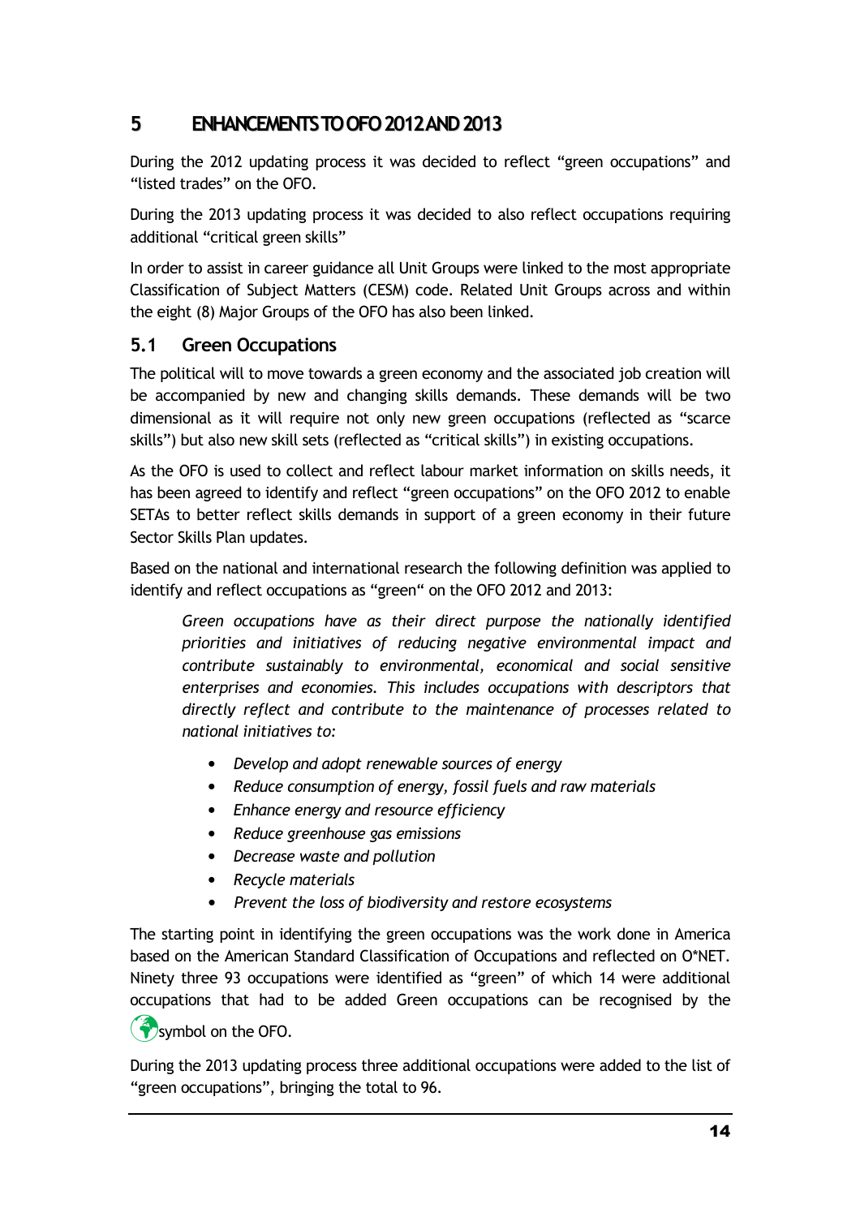# 5 ENHANCEMENTS TO OFO 2012 AND 2013

During the 2012 updating process it was decided to reflect “green occupations” and “listed trades” on the OFO.

During the 2013 updating process it was decided to also reflect occupations requiring additional “critical green skills”

In order to assist in career guidance all Unit Groups were linked to the most appropriate Classification of Subject Matters (CESM) code. Related Unit Groups across and within the eight (8) Major Groups of the OFO has also been linked.

## 5.1 Green Occupations

The political will to move towards a green economy and the associated job creation will be accompanied by new and changing skills demands. These demands will be two dimensional as it will require not only new green occupations (reflected as “scarce skills”) but also new skill sets (reflected as “critical skills”) in existing occupations.

As the OFO is used to collect and reflect labour market information on skills needs, it has been agreed to identify and reflect “green occupations” on the OFO 2012 to enable SETAs to better reflect skills demands in support of a green economy in their future Sector Skills Plan updates.

Based on the national and international research the following definition was applied to identify and reflect occupations as “green“ on the OFO 2012 and 2013:

> *Green occupations have as their direct purpose the nationally identified priorities and initiatives of reducing negative environmental impact and contribute sustainably to environmental, economical and social sensitive enterprises and economies. This includes occupations with descriptors that directly reflect and contribute to the maintenance of processes related to national initiatives to:*
>
> - *Develop and adopt renewable sources of energy*
> - *Reduce consumption of energy, fossil fuels and raw materials*
> - *Enhance energy and resource efficiency*
> - *Reduce greenhouse gas emissions*
> - *Decrease waste and pollution*
> - *Recycle materials*
> - *Prevent the loss of biodiversity and restore ecosystems*

The starting point in identifying the green occupations was the work done in America based on the American Standard Classification of Occupations and reflected on O*NET. Ninety three 93 occupations were identified as “green” of which 14 were additional occupations that had to be added Green occupations can be recognised by the symbol on the OFO.

During the 2013 updating process three additional occupations were added to the list of “green occupations”, bringing the total to 96.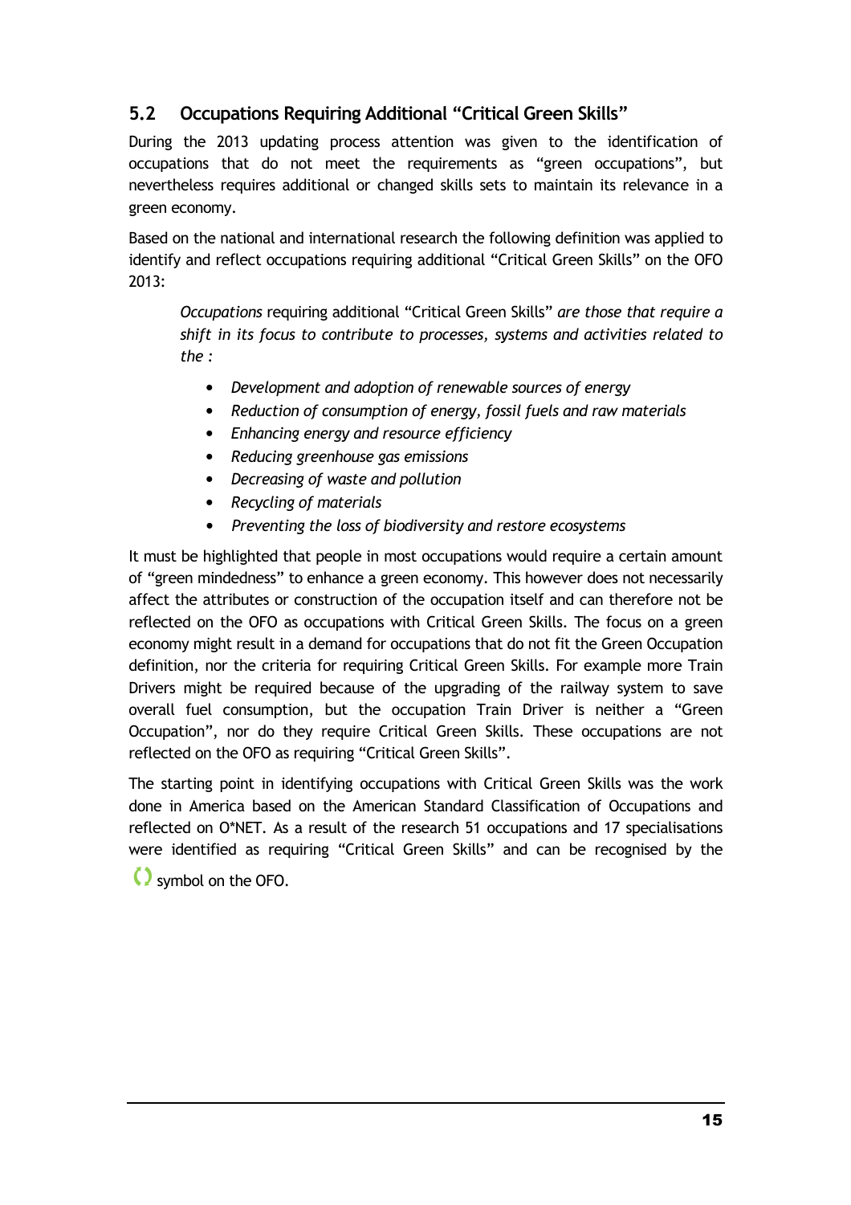## 5.2 Occupations Requiring Additional "Critical Green Skills"

During the 2013 updating process attention was given to the identification of occupations that do not meet the requirements as "green occupations", but nevertheless requires additional or changed skills sets to maintain its relevance in a green economy.

Based on the national and international research the following definition was applied to identify and reflect occupations requiring additional "Critical Green Skills" on the OFO 2013:

> *Occupations* requiring additional "Critical Green Skills" *are those that require a shift in its focus to contribute to processes, systems and activities related to the :*
>
> - *Development and adoption of renewable sources of energy*
> - *Reduction of consumption of energy, fossil fuels and raw materials*
> - *Enhancing energy and resource efficiency*
> - *Reducing greenhouse gas emissions*
> - *Decreasing of waste and pollution*
> - *Recycling of materials*
> - *Preventing the loss of biodiversity and restore ecosystems*

It must be highlighted that people in most occupations would require a certain amount of "green mindedness" to enhance a green economy. This however does not necessarily affect the attributes or construction of the occupation itself and can therefore not be reflected on the OFO as occupations with Critical Green Skills. The focus on a green economy might result in a demand for occupations that do not fit the Green Occupation definition, nor the criteria for requiring Critical Green Skills. For example more Train Drivers might be required because of the upgrading of the railway system to save overall fuel consumption, but the occupation Train Driver is neither a "Green Occupation", nor do they require Critical Green Skills. These occupations are not reflected on the OFO as requiring "Critical Green Skills".

The starting point in identifying occupations with Critical Green Skills was the work done in America based on the American Standard Classification of Occupations and reflected on O*NET. As a result of the research 51 occupations and 17 specialisations were identified as requiring "Critical Green Skills" and can be recognised by the symbol on the OFO.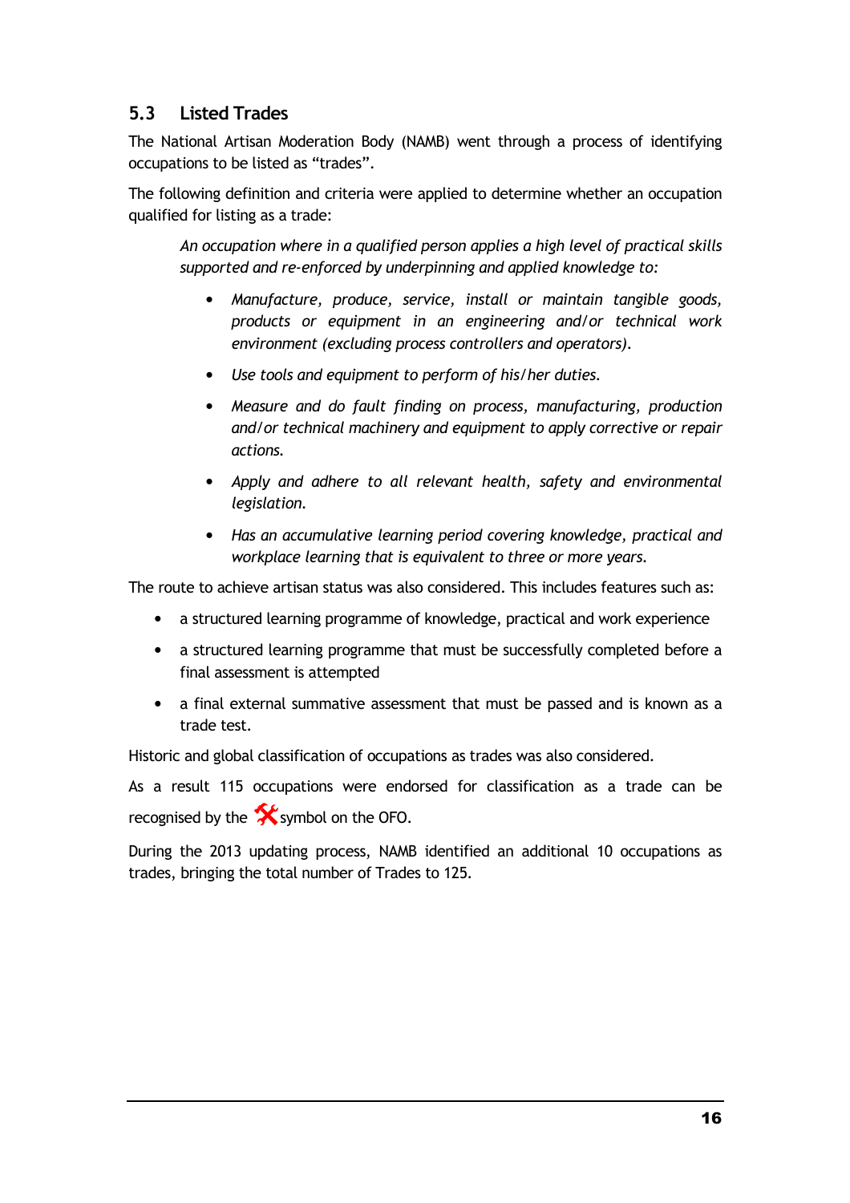## 5.3 Listed Trades

The National Artisan Moderation Body (NAMB) went through a process of identifying occupations to be listed as “trades”.

The following definition and criteria were applied to determine whether an occupation qualified for listing as a trade:

> *An occupation where in a qualified person applies a high level of practical skills supported and re-enforced by underpinning and applied knowledge to:*
>
> - *Manufacture, produce, service, install or maintain tangible goods, products or equipment in an engineering and/or technical work environment (excluding process controllers and operators).*
> - *Use tools and equipment to perform of his/her duties.*
> - *Measure and do fault finding on process, manufacturing, production and/or technical machinery and equipment to apply corrective or repair actions.*
> - *Apply and adhere to all relevant health, safety and environmental legislation.*
> - *Has an accumulative learning period covering knowledge, practical and workplace learning that is equivalent to three or more years.*

The route to achieve artisan status was also considered. This includes features such as:

- a structured learning programme of knowledge, practical and work experience
- a structured learning programme that must be successfully completed before a final assessment is attempted
- a final external summative assessment that must be passed and is known as a trade test.

Historic and global classification of occupations as trades was also considered.

As a result 115 occupations were endorsed for classification as a trade can be recognised by the ⚒ symbol on the OFO.

During the 2013 updating process, NAMB identified an additional 10 occupations as trades, bringing the total number of Trades to 125.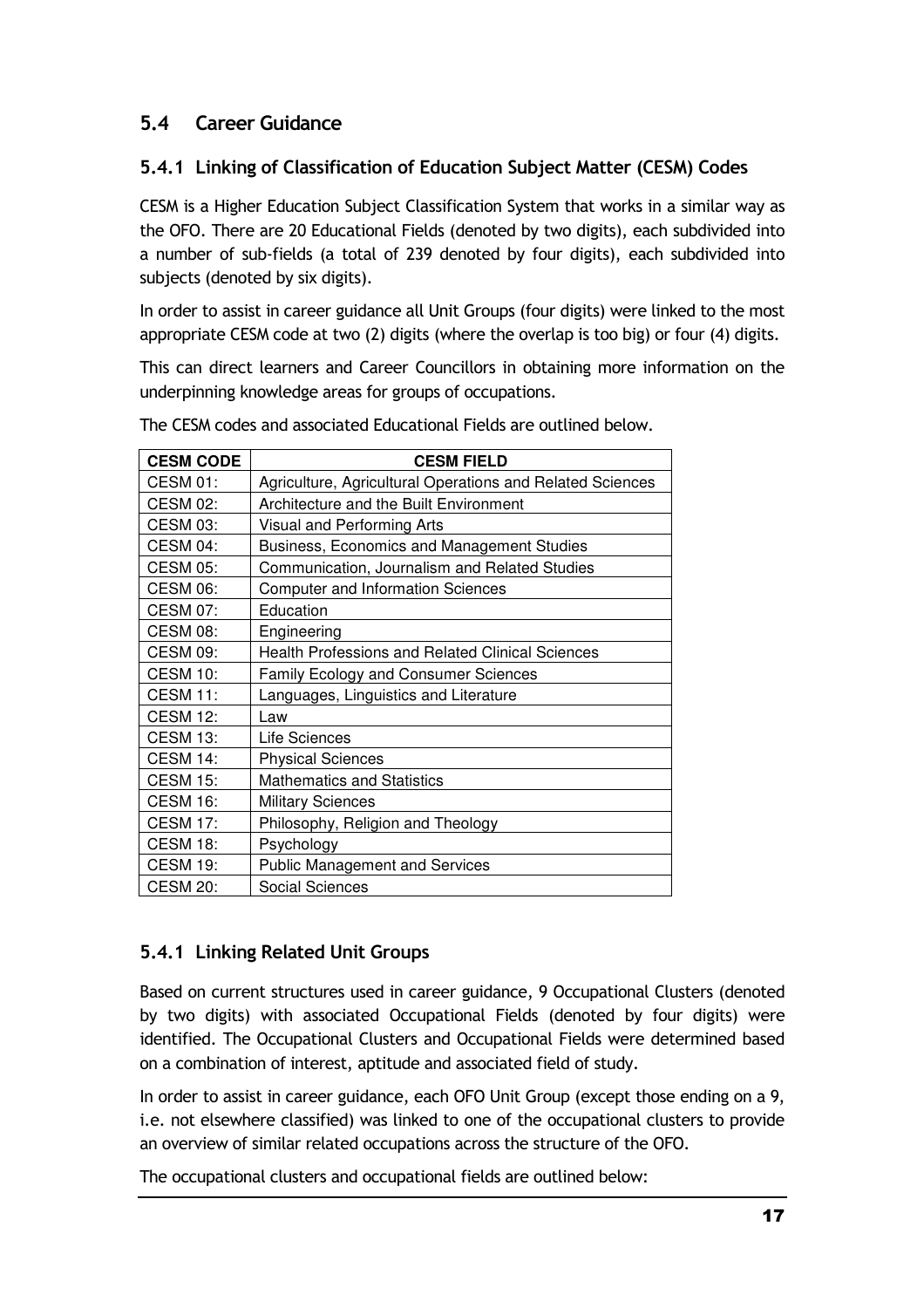## 5.4 Career Guidance

### 5.4.1 Linking of Classification of Education Subject Matter (CESM) Codes

CESM is a Higher Education Subject Classification System that works in a similar way as the OFO. There are 20 Educational Fields (denoted by two digits), each subdivided into a number of sub-fields (a total of 239 denoted by four digits), each subdivided into subjects (denoted by six digits).

In order to assist in career guidance all Unit Groups (four digits) were linked to the most appropriate CESM code at two (2) digits (where the overlap is too big) or four (4) digits.

This can direct learners and Career Councillors in obtaining more information on the underpinning knowledge areas for groups of occupations.

The CESM codes and associated Educational Fields are outlined below.

| CESM CODE | CESM FIELD |
|---|---|
| CESM 01: | Agriculture, Agricultural Operations and Related Sciences |
| CESM 02: | Architecture and the Built Environment |
| CESM 03: | Visual and Performing Arts |
| CESM 04: | Business, Economics and Management Studies |
| CESM 05: | Communication, Journalism and Related Studies |
| CESM 06: | Computer and Information Sciences |
| CESM 07: | Education |
| CESM 08: | Engineering |
| CESM 09: | Health Professions and Related Clinical Sciences |
| CESM 10: | Family Ecology and Consumer Sciences |
| CESM 11: | Languages, Linguistics and Literature |
| CESM 12: | Law |
| CESM 13: | Life Sciences |
| CESM 14: | Physical Sciences |
| CESM 15: | Mathematics and Statistics |
| CESM 16: | Military Sciences |
| CESM 17: | Philosophy, Religion and Theology |
| CESM 18: | Psychology |
| CESM 19: | Public Management and Services |
| CESM 20: | Social Sciences |

### 5.4.1 Linking Related Unit Groups

Based on current structures used in career guidance, 9 Occupational Clusters (denoted by two digits) with associated Occupational Fields (denoted by four digits) were identified. The Occupational Clusters and Occupational Fields were determined based on a combination of interest, aptitude and associated field of study.

In order to assist in career guidance, each OFO Unit Group (except those ending on a 9, i.e. not elsewhere classified) was linked to one of the occupational clusters to provide an overview of similar related occupations across the structure of the OFO.

The occupational clusters and occupational fields are outlined below: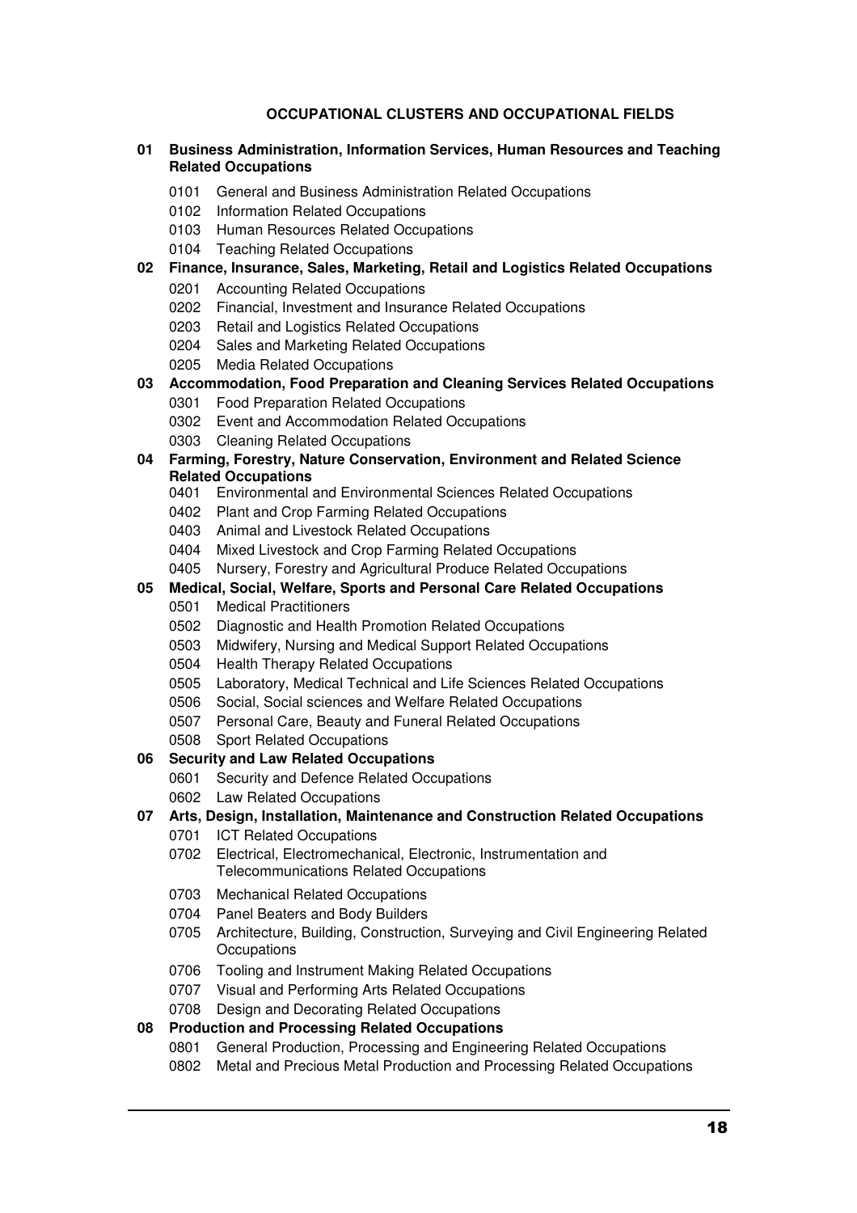## OCCUPATIONAL CLUSTERS AND OCCUPATIONAL FIELDS

**01 Business Administration, Information Services, Human Resources and Teaching Related Occupations**

- 0101 General and Business Administration Related Occupations
- 0102 Information Related Occupations
- 0103 Human Resources Related Occupations
- 0104 Teaching Related Occupations

**02 Finance, Insurance, Sales, Marketing, Retail and Logistics Related Occupations**

- 0201 Accounting Related Occupations
- 0202 Financial, Investment and Insurance Related Occupations
- 0203 Retail and Logistics Related Occupations
- 0204 Sales and Marketing Related Occupations
- 0205 Media Related Occupations

**03 Accommodation, Food Preparation and Cleaning Services Related Occupations**

- 0301 Food Preparation Related Occupations
- 0302 Event and Accommodation Related Occupations
- 0303 Cleaning Related Occupations

**04 Farming, Forestry, Nature Conservation, Environment and Related Science Related Occupations**

- 0401 Environmental and Environmental Sciences Related Occupations
- 0402 Plant and Crop Farming Related Occupations
- 0403 Animal and Livestock Related Occupations
- 0404 Mixed Livestock and Crop Farming Related Occupations
- 0405 Nursery, Forestry and Agricultural Produce Related Occupations

**05 Medical, Social, Welfare, Sports and Personal Care Related Occupations**

- 0501 Medical Practitioners
- 0502 Diagnostic and Health Promotion Related Occupations
- 0503 Midwifery, Nursing and Medical Support Related Occupations
- 0504 Health Therapy Related Occupations
- 0505 Laboratory, Medical Technical and Life Sciences Related Occupations
- 0506 Social, Social sciences and Welfare Related Occupations
- 0507 Personal Care, Beauty and Funeral Related Occupations
- 0508 Sport Related Occupations

**06 Security and Law Related Occupations**

- 0601 Security and Defence Related Occupations
- 0602 Law Related Occupations

**07 Arts, Design, Installation, Maintenance and Construction Related Occupations**

- 0701 ICT Related Occupations
- 0702 Electrical, Electromechanical, Electronic, Instrumentation and Telecommunications Related Occupations
- 0703 Mechanical Related Occupations
- 0704 Panel Beaters and Body Builders
- 0705 Architecture, Building, Construction, Surveying and Civil Engineering Related Occupations
- 0706 Tooling and Instrument Making Related Occupations
- 0707 Visual and Performing Arts Related Occupations
- 0708 Design and Decorating Related Occupations

**08 Production and Processing Related Occupations**

- 0801 General Production, Processing and Engineering Related Occupations
- 0802 Metal and Precious Metal Production and Processing Related Occupations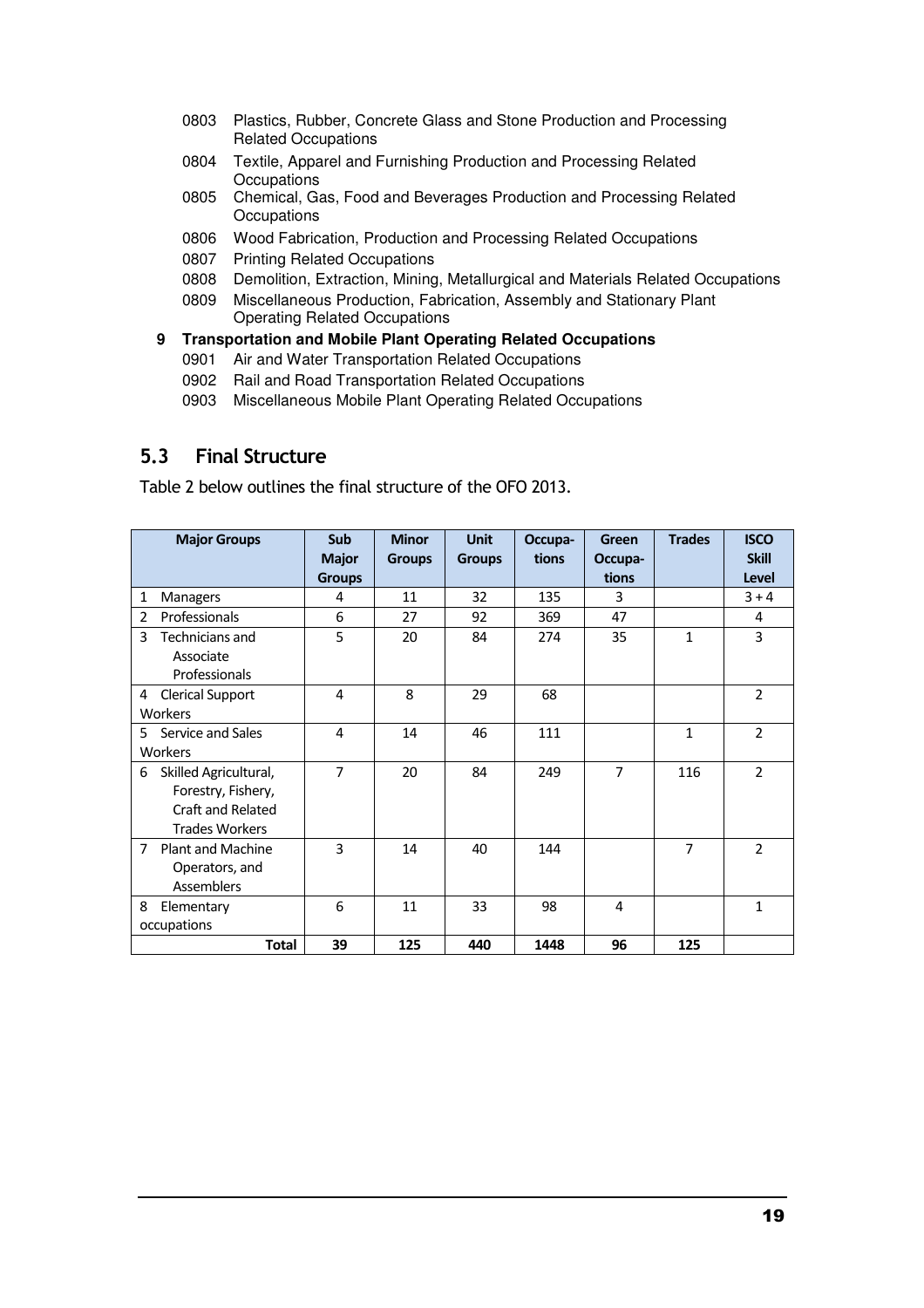- 0803 Plastics, Rubber, Concrete Glass and Stone Production and Processing Related Occupations
- 0804 Textile, Apparel and Furnishing Production and Processing Related Occupations
- 0805 Chemical, Gas, Food and Beverages Production and Processing Related Occupations
- 0806 Wood Fabrication, Production and Processing Related Occupations
- 0807 Printing Related Occupations
- 0808 Demolition, Extraction, Mining, Metallurgical and Materials Related Occupations
- 0809 Miscellaneous Production, Fabrication, Assembly and Stationary Plant Operating Related Occupations

**9 Transportation and Mobile Plant Operating Related Occupations**

- 0901 Air and Water Transportation Related Occupations
- 0902 Rail and Road Transportation Related Occupations
- 0903 Miscellaneous Mobile Plant Operating Related Occupations

## 5.3 Final Structure

Table 2 below outlines the final structure of the OFO 2013.

| Major Groups | Sub Major Groups | Minor Groups | Unit Groups | Occupa-tions | Green Occupa-tions | Trades | ISCO Skill Level |
|---|---|---|---|---|---|---|---|
| 1 Managers | 4 | 11 | 32 | 135 | 3 | | 3 + 4 |
| 2 Professionals | 6 | 27 | 92 | 369 | 47 | | 4 |
| 3 Technicians and Associate Professionals | 5 | 20 | 84 | 274 | 35 | 1 | 3 |
| 4 Clerical Support Workers | 4 | 8 | 29 | 68 | | | 2 |
| 5 Service and Sales Workers | 4 | 14 | 46 | 111 | | 1 | 2 |
| 6 Skilled Agricultural, Forestry, Fishery, Craft and Related Trades Workers | 7 | 20 | 84 | 249 | 7 | 116 | 2 |
| 7 Plant and Machine Operators, and Assemblers | 3 | 14 | 40 | 144 | | 7 | 2 |
| 8 Elementary occupations | 6 | 11 | 33 | 98 | 4 | | 1 |
| **Total** | **39** | **125** | **440** | **1448** | **96** | **125** | |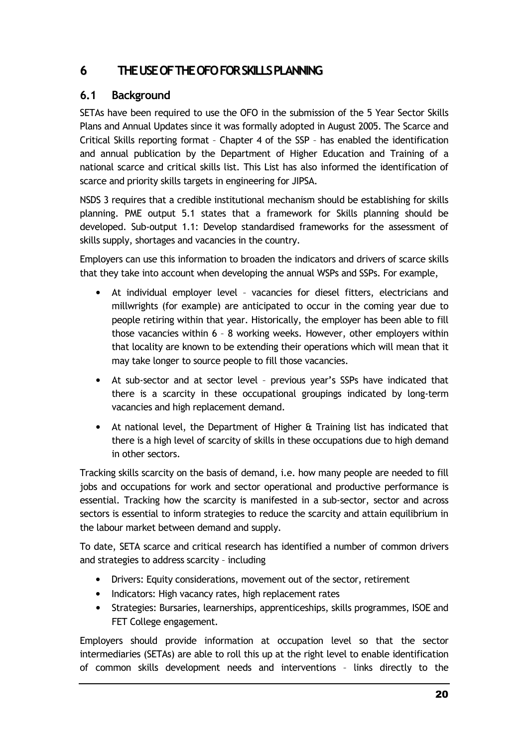# 6 THE USE OF THE OFO FOR SKILLS PLANNING

## 6.1 Background

SETAs have been required to use the OFO in the submission of the 5 Year Sector Skills Plans and Annual Updates since it was formally adopted in August 2005. The Scarce and Critical Skills reporting format – Chapter 4 of the SSP – has enabled the identification and annual publication by the Department of Higher Education and Training of a national scarce and critical skills list. This List has also informed the identification of scarce and priority skills targets in engineering for JIPSA.

NSDS 3 requires that a credible institutional mechanism should be establishing for skills planning. PME output 5.1 states that a framework for Skills planning should be developed. Sub-output 1.1: Develop standardised frameworks for the assessment of skills supply, shortages and vacancies in the country.

Employers can use this information to broaden the indicators and drivers of scarce skills that they take into account when developing the annual WSPs and SSPs. For example,

- At individual employer level – vacancies for diesel fitters, electricians and millwrights (for example) are anticipated to occur in the coming year due to people retiring within that year. Historically, the employer has been able to fill those vacancies within 6 – 8 working weeks. However, other employers within that locality are known to be extending their operations which will mean that it may take longer to source people to fill those vacancies.
- At sub-sector and at sector level – previous year's SSPs have indicated that there is a scarcity in these occupational groupings indicated by long-term vacancies and high replacement demand.
- At national level, the Department of Higher & Training list has indicated that there is a high level of scarcity of skills in these occupations due to high demand in other sectors.

Tracking skills scarcity on the basis of demand, i.e. how many people are needed to fill jobs and occupations for work and sector operational and productive performance is essential. Tracking how the scarcity is manifested in a sub-sector, sector and across sectors is essential to inform strategies to reduce the scarcity and attain equilibrium in the labour market between demand and supply.

To date, SETA scarce and critical research has identified a number of common drivers and strategies to address scarcity – including

- Drivers: Equity considerations, movement out of the sector, retirement
- Indicators: High vacancy rates, high replacement rates
- Strategies: Bursaries, learnerships, apprenticeships, skills programmes, ISOE and FET College engagement.

Employers should provide information at occupation level so that the sector intermediaries (SETAs) are able to roll this up at the right level to enable identification of common skills development needs and interventions – links directly to the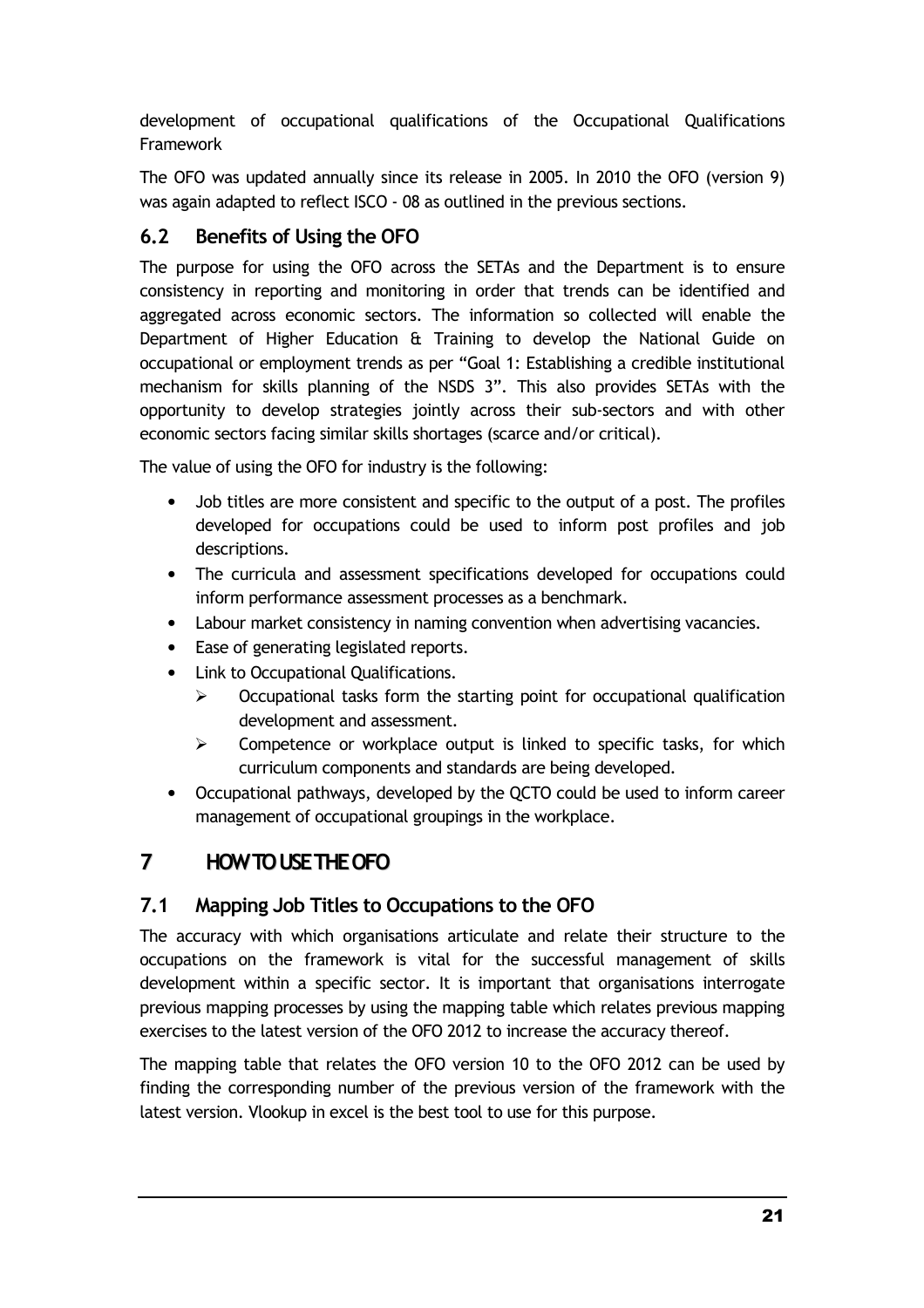development of occupational qualifications of the Occupational Qualifications Framework

The OFO was updated annually since its release in 2005. In 2010 the OFO (version 9) was again adapted to reflect ISCO - 08 as outlined in the previous sections.

## 6.2 Benefits of Using the OFO

The purpose for using the OFO across the SETAs and the Department is to ensure consistency in reporting and monitoring in order that trends can be identified and aggregated across economic sectors. The information so collected will enable the Department of Higher Education & Training to develop the National Guide on occupational or employment trends as per "Goal 1: Establishing a credible institutional mechanism for skills planning of the NSDS 3". This also provides SETAs with the opportunity to develop strategies jointly across their sub-sectors and with other economic sectors facing similar skills shortages (scarce and/or critical).

The value of using the OFO for industry is the following:

- Job titles are more consistent and specific to the output of a post. The profiles developed for occupations could be used to inform post profiles and job descriptions.
- The curricula and assessment specifications developed for occupations could inform performance assessment processes as a benchmark.
- Labour market consistency in naming convention when advertising vacancies.
- Ease of generating legislated reports.
- Link to Occupational Qualifications.
  - Occupational tasks form the starting point for occupational qualification development and assessment.
  - Competence or workplace output is linked to specific tasks, for which curriculum components and standards are being developed.
- Occupational pathways, developed by the QCTO could be used to inform career management of occupational groupings in the workplace.

# 7 HOW TO USE THE OFO

## 7.1 Mapping Job Titles to Occupations to the OFO

The accuracy with which organisations articulate and relate their structure to the occupations on the framework is vital for the successful management of skills development within a specific sector. It is important that organisations interrogate previous mapping processes by using the mapping table which relates previous mapping exercises to the latest version of the OFO 2012 to increase the accuracy thereof.

The mapping table that relates the OFO version 10 to the OFO 2012 can be used by finding the corresponding number of the previous version of the framework with the latest version. Vlookup in excel is the best tool to use for this purpose.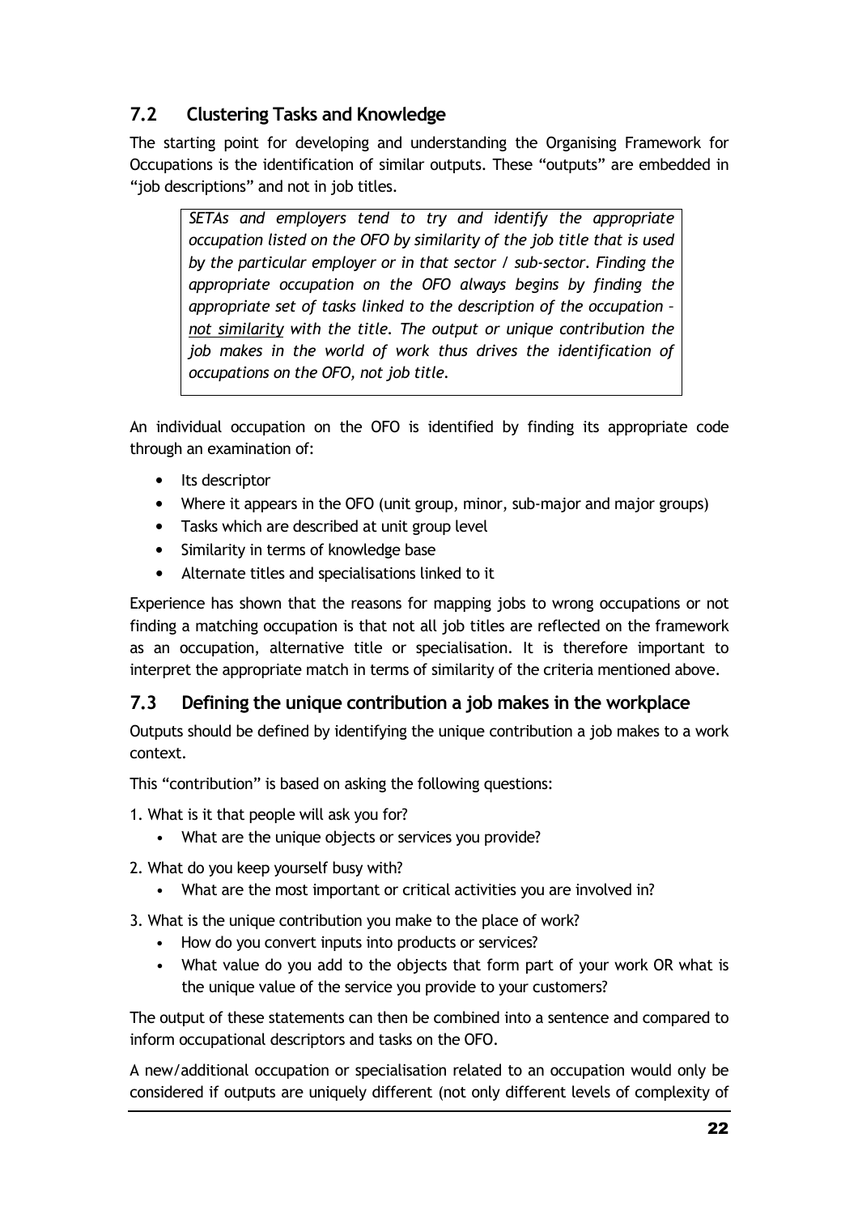## 7.2 Clustering Tasks and Knowledge

The starting point for developing and understanding the Organising Framework for Occupations is the identification of similar outputs. These "outputs" are embedded in "job descriptions" and not in job titles.

> *SETAs and employers tend to try and identify the appropriate occupation listed on the OFO by similarity of the job title that is used by the particular employer or in that sector / sub-sector. Finding the appropriate occupation on the OFO always begins by finding the appropriate set of tasks linked to the description of the occupation – <u>not similarity</u> with the title. The output or unique contribution the job makes in the world of work thus drives the identification of occupations on the OFO, not job title.*

An individual occupation on the OFO is identified by finding its appropriate code through an examination of:

- Its descriptor
- Where it appears in the OFO (unit group, minor, sub-major and major groups)
- Tasks which are described at unit group level
- Similarity in terms of knowledge base
- Alternate titles and specialisations linked to it

Experience has shown that the reasons for mapping jobs to wrong occupations or not finding a matching occupation is that not all job titles are reflected on the framework as an occupation, alternative title or specialisation. It is therefore important to interpret the appropriate match in terms of similarity of the criteria mentioned above.

## 7.3 Defining the unique contribution a job makes in the workplace

Outputs should be defined by identifying the unique contribution a job makes to a work context.

This "contribution" is based on asking the following questions:

1. What is it that people will ask you for?
   - What are the unique objects or services you provide?
2. What do you keep yourself busy with?
   - What are the most important or critical activities you are involved in?
3. What is the unique contribution you make to the place of work?
   - How do you convert inputs into products or services?
   - What value do you add to the objects that form part of your work OR what is the unique value of the service you provide to your customers?

The output of these statements can then be combined into a sentence and compared to inform occupational descriptors and tasks on the OFO.

A new/additional occupation or specialisation related to an occupation would only be considered if outputs are uniquely different (not only different levels of complexity of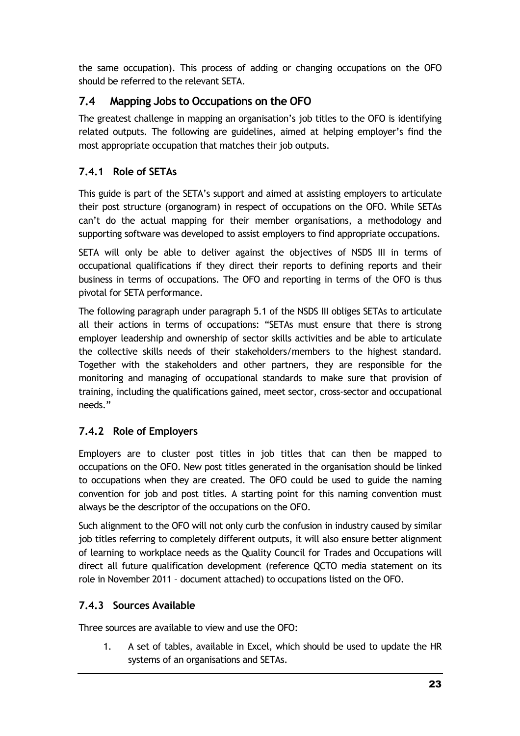the same occupation). This process of adding or changing occupations on the OFO should be referred to the relevant SETA.

## 7.4 Mapping Jobs to Occupations on the OFO

The greatest challenge in mapping an organisation's job titles to the OFO is identifying related outputs. The following are guidelines, aimed at helping employer's find the most appropriate occupation that matches their job outputs.

### 7.4.1 Role of SETAs

This guide is part of the SETA's support and aimed at assisting employers to articulate their post structure (organogram) in respect of occupations on the OFO. While SETAs can't do the actual mapping for their member organisations, a methodology and supporting software was developed to assist employers to find appropriate occupations.

SETA will only be able to deliver against the objectives of NSDS III in terms of occupational qualifications if they direct their reports to defining reports and their business in terms of occupations. The OFO and reporting in terms of the OFO is thus pivotal for SETA performance.

The following paragraph under paragraph 5.1 of the NSDS III obliges SETAs to articulate all their actions in terms of occupations: "SETAs must ensure that there is strong employer leadership and ownership of sector skills activities and be able to articulate the collective skills needs of their stakeholders/members to the highest standard. Together with the stakeholders and other partners, they are responsible for the monitoring and managing of occupational standards to make sure that provision of training, including the qualifications gained, meet sector, cross-sector and occupational needs."

### 7.4.2 Role of Employers

Employers are to cluster post titles in job titles that can then be mapped to occupations on the OFO. New post titles generated in the organisation should be linked to occupations when they are created. The OFO could be used to guide the naming convention for job and post titles. A starting point for this naming convention must always be the descriptor of the occupations on the OFO.

Such alignment to the OFO will not only curb the confusion in industry caused by similar job titles referring to completely different outputs, it will also ensure better alignment of learning to workplace needs as the Quality Council for Trades and Occupations will direct all future qualification development (reference QCTO media statement on its role in November 2011 – document attached) to occupations listed on the OFO.

### 7.4.3 Sources Available

Three sources are available to view and use the OFO:

1. A set of tables, available in Excel, which should be used to update the HR systems of an organisations and SETAs.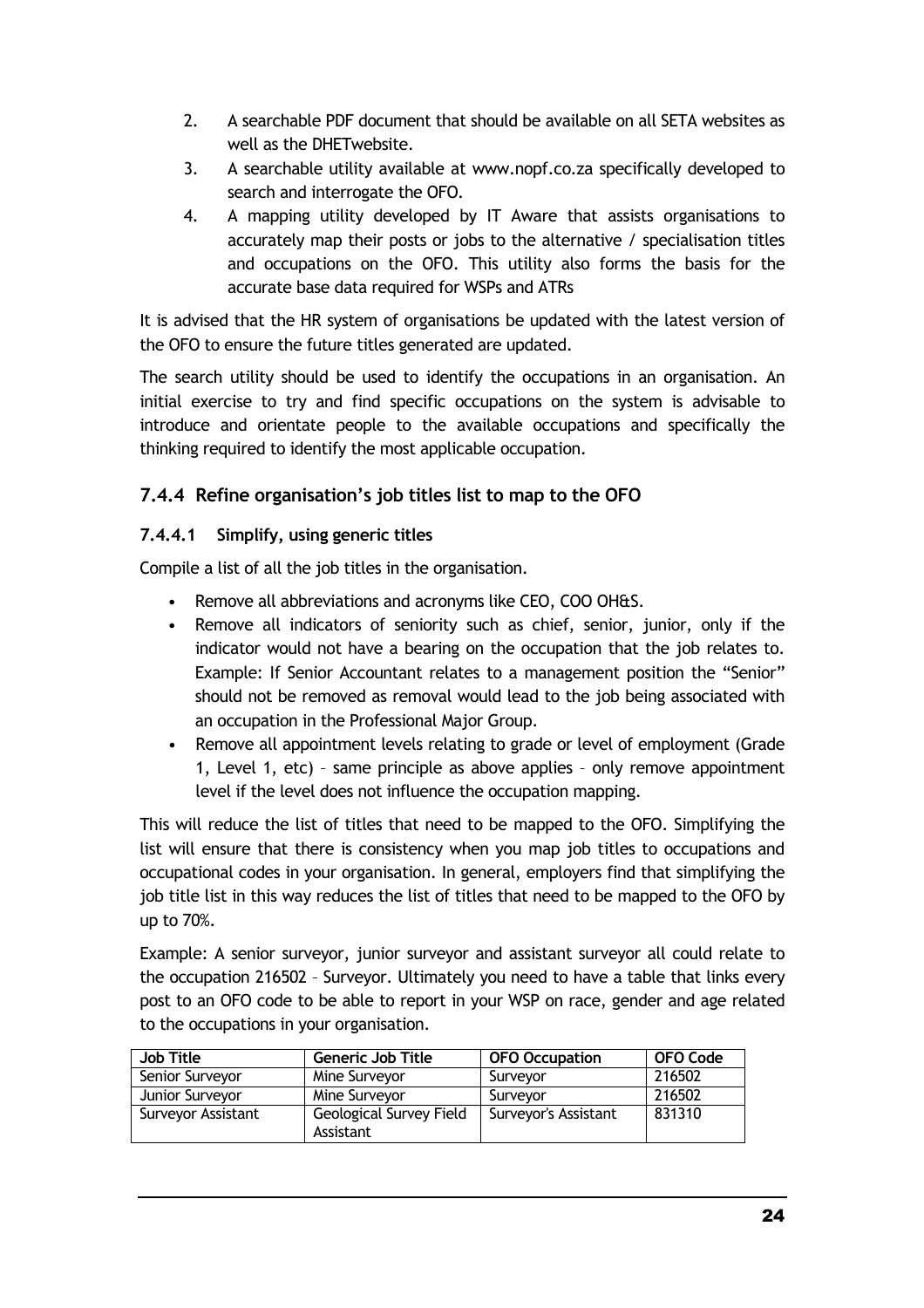2. A searchable PDF document that should be available on all SETA websites as well as the DHETwebsite.
3. A searchable utility available at www.nopf.co.za specifically developed to search and interrogate the OFO.
4. A mapping utility developed by IT Aware that assists organisations to accurately map their posts or jobs to the alternative / specialisation titles and occupations on the OFO. This utility also forms the basis for the accurate base data required for WSPs and ATRs

It is advised that the HR system of organisations be updated with the latest version of the OFO to ensure the future titles generated are updated.

The search utility should be used to identify the occupations in an organisation. An initial exercise to try and find specific occupations on the system is advisable to introduce and orientate people to the available occupations and specifically the thinking required to identify the most applicable occupation.

### 7.4.4 Refine organisation's job titles list to map to the OFO

#### 7.4.4.1 Simplify, using generic titles

Compile a list of all the job titles in the organisation.

- Remove all abbreviations and acronyms like CEO, COO OH&S.
- Remove all indicators of seniority such as chief, senior, junior, only if the indicator would not have a bearing on the occupation that the job relates to. Example: If Senior Accountant relates to a management position the "Senior" should not be removed as removal would lead to the job being associated with an occupation in the Professional Major Group.
- Remove all appointment levels relating to grade or level of employment (Grade 1, Level 1, etc) – same principle as above applies – only remove appointment level if the level does not influence the occupation mapping.

This will reduce the list of titles that need to be mapped to the OFO. Simplifying the list will ensure that there is consistency when you map job titles to occupations and occupational codes in your organisation. In general, employers find that simplifying the job title list in this way reduces the list of titles that need to be mapped to the OFO by up to 70%.

Example: A senior surveyor, junior surveyor and assistant surveyor all could relate to the occupation 216502 – Surveyor. Ultimately you need to have a table that links every post to an OFO code to be able to report in your WSP on race, gender and age related to the occupations in your organisation.

| Job Title | Generic Job Title | OFO Occupation | OFO Code |
|---|---|---|---|
| Senior Surveyor | Mine Surveyor | Surveyor | 216502 |
| Junior Surveyor | Mine Surveyor | Surveyor | 216502 |
| Surveyor Assistant | Geological Survey Field Assistant | Surveyor's Assistant | 831310 |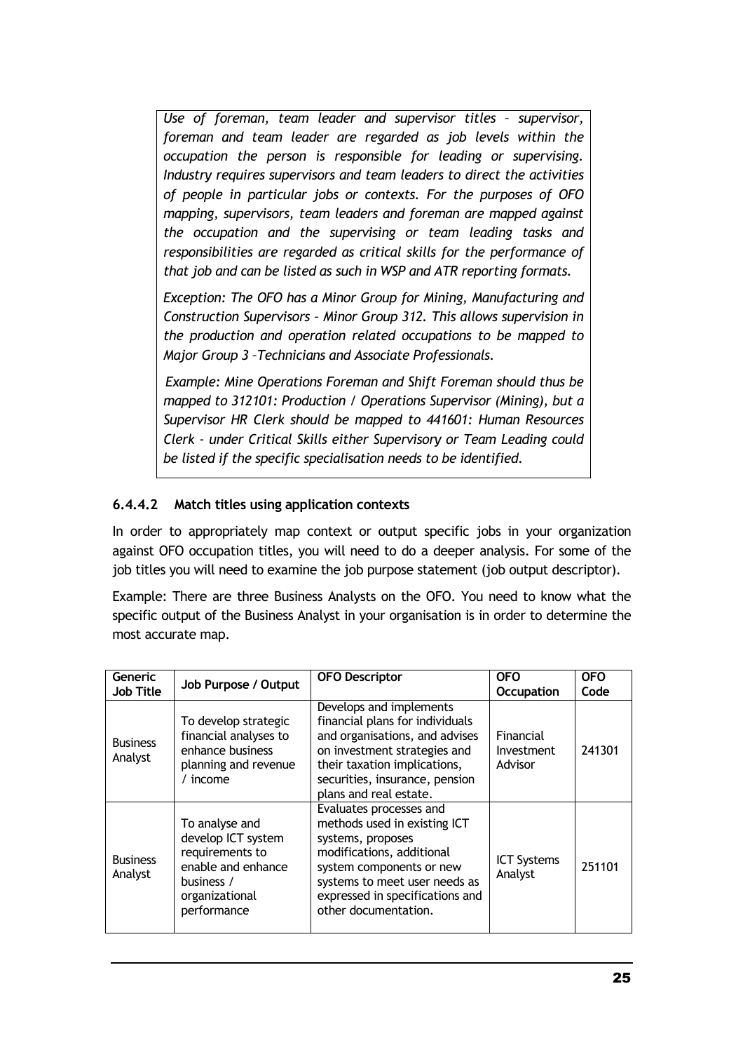*Use of foreman, team leader and supervisor titles – supervisor, foreman and team leader are regarded as job levels within the occupation the person is responsible for leading or supervising. Industry requires supervisors and team leaders to direct the activities of people in particular jobs or contexts. For the purposes of OFO mapping, supervisors, team leaders and foreman are mapped against the occupation and the supervising or team leading tasks and responsibilities are regarded as critical skills for the performance of that job and can be listed as such in WSP and ATR reporting formats.*

*Exception: The OFO has a Minor Group for Mining, Manufacturing and Construction Supervisors – Minor Group 312. This allows supervision in the production and operation related occupations to be mapped to Major Group 3 –Technicians and Associate Professionals.*

*Example: Mine Operations Foreman and Shift Foreman should thus be mapped to 312101: Production / Operations Supervisor (Mining), but a Supervisor HR Clerk should be mapped to 441601: Human Resources Clerk - under Critical Skills either Supervisory or Team Leading could be listed if the specific specialisation needs to be identified.*

#### 6.4.4.2 Match titles using application contexts

In order to appropriately map context or output specific jobs in your organization against OFO occupation titles, you will need to do a deeper analysis. For some of the job titles you will need to examine the job purpose statement (job output descriptor).

Example: There are three Business Analysts on the OFO. You need to know what the specific output of the Business Analyst in your organisation is in order to determine the most accurate map.

| Generic Job Title | Job Purpose / Output | OFO Descriptor | OFO Occupation | OFO Code |
|---|---|---|---|---|
| Business Analyst | To develop strategic financial analyses to enhance business planning and revenue / income | Develops and implements financial plans for individuals and organisations, and advises on investment strategies and their taxation implications, securities, insurance, pension plans and real estate. | Financial Investment Advisor | 241301 |
| Business Analyst | To analyse and develop ICT system requirements to enable and enhance business / organizational performance | Evaluates processes and methods used in existing ICT systems, proposes modifications, additional system components or new systems to meet user needs as expressed in specifications and other documentation. | ICT Systems Analyst | 251101 |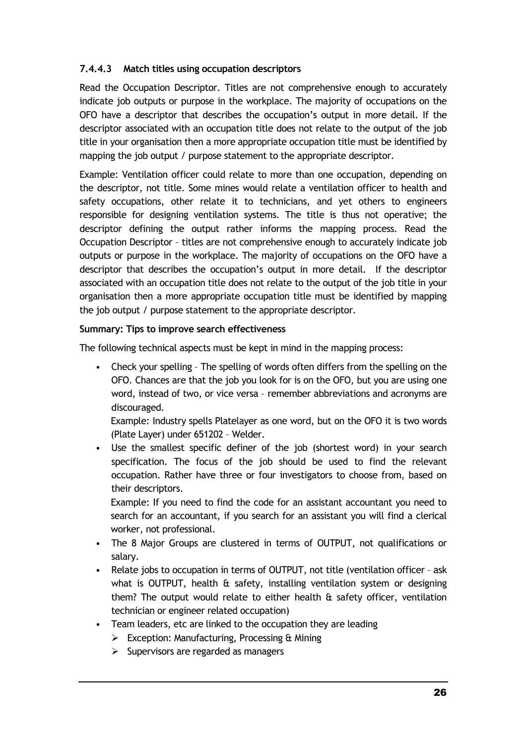#### 7.4.4.3 Match titles using occupation descriptors

Read the Occupation Descriptor. Titles are not comprehensive enough to accurately indicate job outputs or purpose in the workplace. The majority of occupations on the OFO have a descriptor that describes the occupation's output in more detail. If the descriptor associated with an occupation title does not relate to the output of the job title in your organisation then a more appropriate occupation title must be identified by mapping the job output / purpose statement to the appropriate descriptor.

Example: Ventilation officer could relate to more than one occupation, depending on the descriptor, not title. Some mines would relate a ventilation officer to health and safety occupations, other relate it to technicians, and yet others to engineers responsible for designing ventilation systems. The title is thus not operative; the descriptor defining the output rather informs the mapping process. Read the Occupation Descriptor – titles are not comprehensive enough to accurately indicate job outputs or purpose in the workplace. The majority of occupations on the OFO have a descriptor that describes the occupation's output in more detail. If the descriptor associated with an occupation title does not relate to the output of the job title in your organisation then a more appropriate occupation title must be identified by mapping the job output / purpose statement to the appropriate descriptor.

**Summary: Tips to improve search effectiveness**

The following technical aspects must be kept in mind in the mapping process:

- Check your spelling – The spelling of words often differs from the spelling on the OFO. Chances are that the job you look for is on the OFO, but you are using one word, instead of two, or vice versa – remember abbreviations and acronyms are discouraged.

  Example: Industry spells Platelayer as one word, but on the OFO it is two words (Plate Layer) under 651202 – Welder.
- Use the smallest specific definer of the job (shortest word) in your search specification. The focus of the job should be used to find the relevant occupation. Rather have three or four investigators to choose from, based on their descriptors.

  Example: If you need to find the code for an assistant accountant you need to search for an accountant, if you search for an assistant you will find a clerical worker, not professional.
- The 8 Major Groups are clustered in terms of OUTPUT, not qualifications or salary.
- Relate jobs to occupation in terms of OUTPUT, not title (ventilation officer – ask what is OUTPUT, health & safety, installing ventilation system or designing them? The output would relate to either health & safety officer, ventilation technician or engineer related occupation)
- Team leaders, etc are linked to the occupation they are leading
  - Exception: Manufacturing, Processing & Mining
  - Supervisors are regarded as managers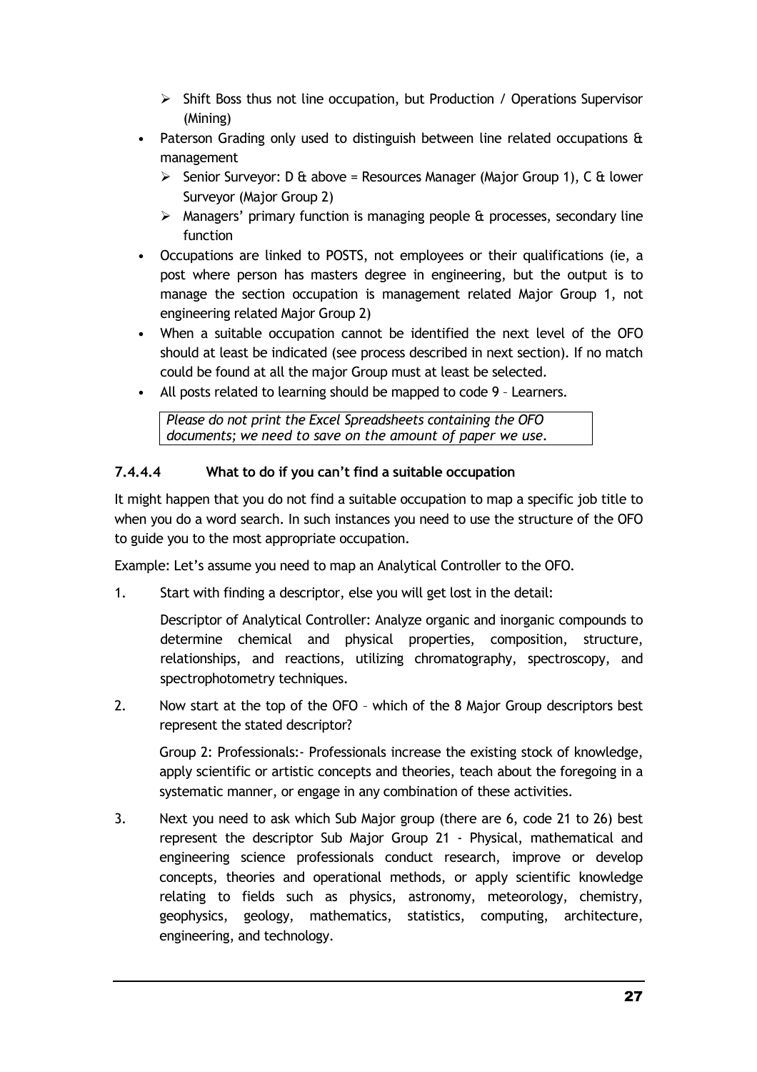- Shift Boss thus not line occupation, but Production / Operations Supervisor (Mining)
- Paterson Grading only used to distinguish between line related occupations & management
    - Senior Surveyor: D & above = Resources Manager (Major Group 1), C & lower Surveyor (Major Group 2)
    - Managers' primary function is managing people & processes, secondary line function
- Occupations are linked to POSTS, not employees or their qualifications (ie, a post where person has masters degree in engineering, but the output is to manage the section occupation is management related Major Group 1, not engineering related Major Group 2)
- When a suitable occupation cannot be identified the next level of the OFO should at least be indicated (see process described in next section). If no match could be found at all the major Group must at least be selected.
- All posts related to learning should be mapped to code 9 – Learners.

| *Please do not print the Excel Spreadsheets containing the OFO documents; we need to save on the amount of paper we use.* |
|---|

#### 7.4.4.4 What to do if you can't find a suitable occupation

It might happen that you do not find a suitable occupation to map a specific job title to when you do a word search. In such instances you need to use the structure of the OFO to guide you to the most appropriate occupation.

Example: Let's assume you need to map an Analytical Controller to the OFO.

1. Start with finding a descriptor, else you will get lost in the detail:

   Descriptor of Analytical Controller: Analyze organic and inorganic compounds to determine chemical and physical properties, composition, structure, relationships, and reactions, utilizing chromatography, spectroscopy, and spectrophotometry techniques.

2. Now start at the top of the OFO – which of the 8 Major Group descriptors best represent the stated descriptor?

   Group 2: Professionals:- Professionals increase the existing stock of knowledge, apply scientific or artistic concepts and theories, teach about the foregoing in a systematic manner, or engage in any combination of these activities.

3. Next you need to ask which Sub Major group (there are 6, code 21 to 26) best represent the descriptor Sub Major Group 21 - Physical, mathematical and engineering science professionals conduct research, improve or develop concepts, theories and operational methods, or apply scientific knowledge relating to fields such as physics, astronomy, meteorology, chemistry, geophysics, geology, mathematics, statistics, computing, architecture, engineering, and technology.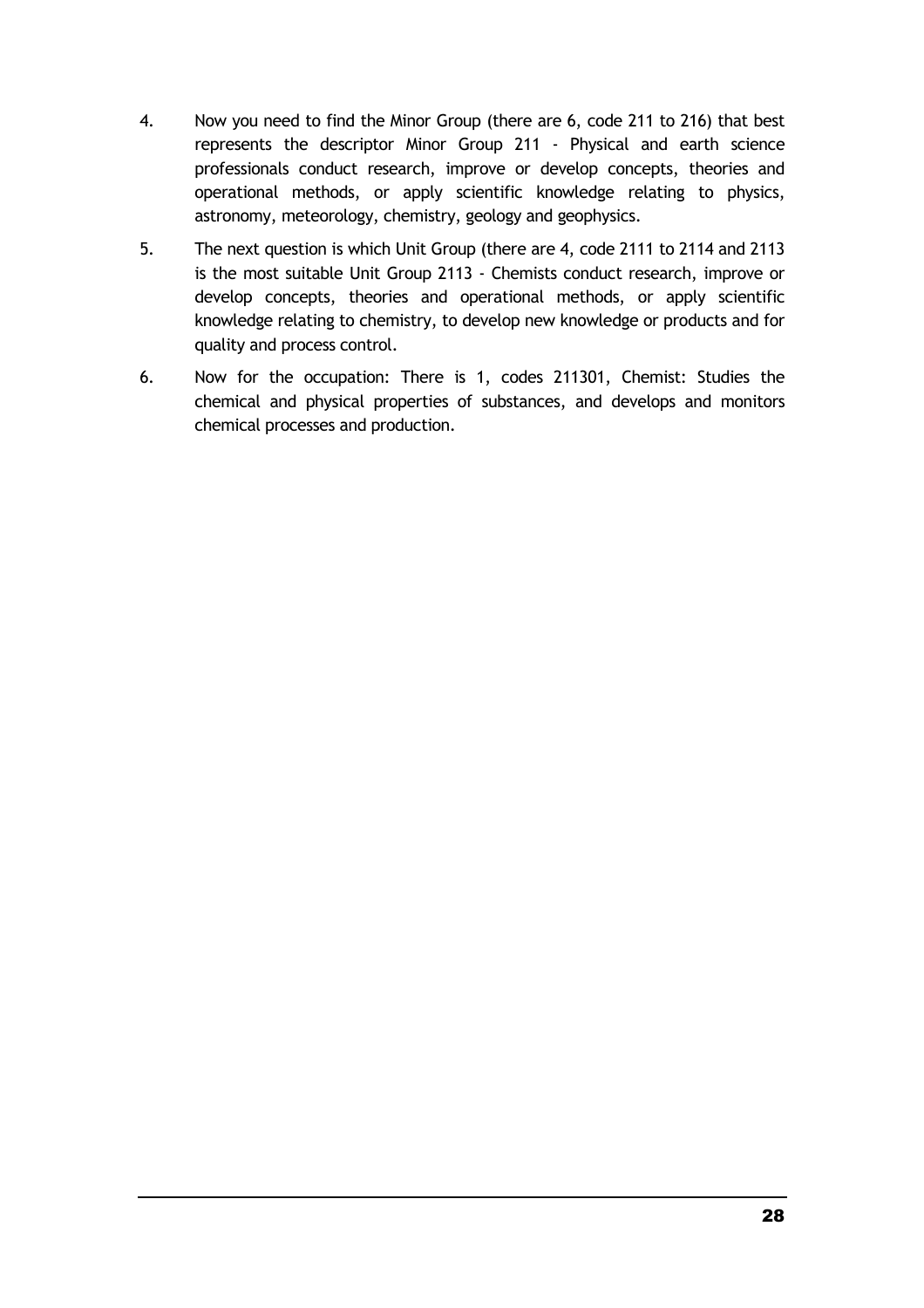4. Now you need to find the Minor Group (there are 6, code 211 to 216) that best represents the descriptor Minor Group 211 - Physical and earth science professionals conduct research, improve or develop concepts, theories and operational methods, or apply scientific knowledge relating to physics, astronomy, meteorology, chemistry, geology and geophysics.

5. The next question is which Unit Group (there are 4, code 2111 to 2114 and 2113 is the most suitable Unit Group 2113 - Chemists conduct research, improve or develop concepts, theories and operational methods, or apply scientific knowledge relating to chemistry, to develop new knowledge or products and for quality and process control.

6. Now for the occupation: There is 1, codes 211301, Chemist: Studies the chemical and physical properties of substances, and develops and monitors chemical processes and production.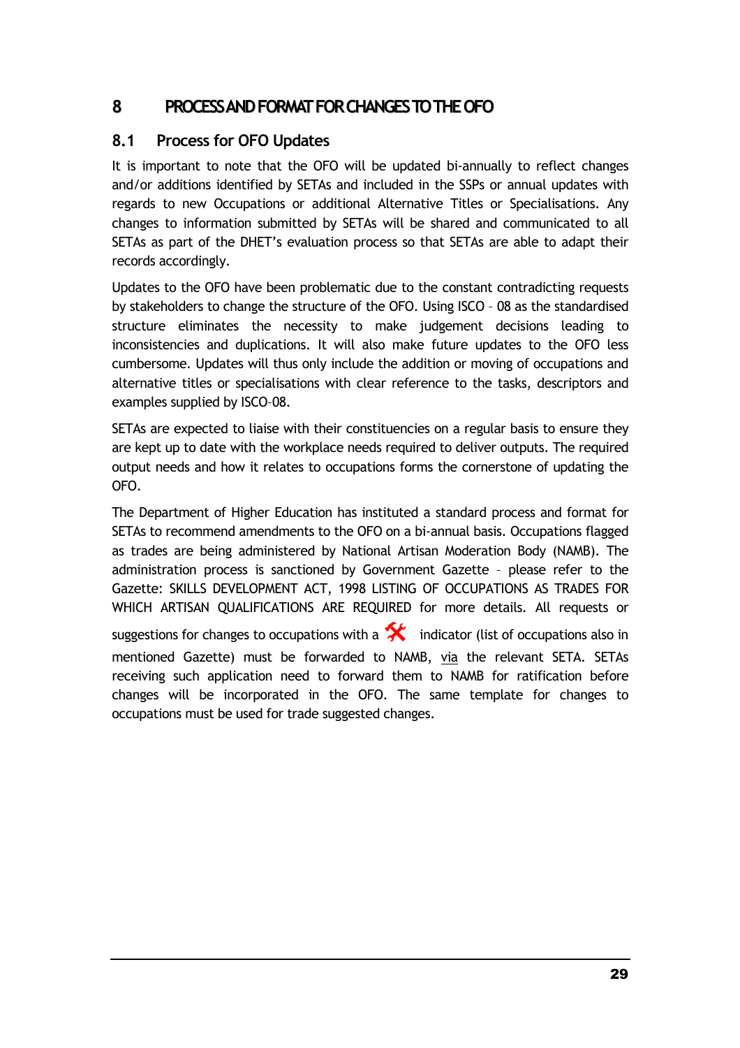# 8 PROCESS AND FORMAT FOR CHANGES TO THE OFO

## 8.1 Process for OFO Updates

It is important to note that the OFO will be updated bi-annually to reflect changes and/or additions identified by SETAs and included in the SSPs or annual updates with regards to new Occupations or additional Alternative Titles or Specialisations. Any changes to information submitted by SETAs will be shared and communicated to all SETAs as part of the DHET's evaluation process so that SETAs are able to adapt their records accordingly.

Updates to the OFO have been problematic due to the constant contradicting requests by stakeholders to change the structure of the OFO. Using ISCO – 08 as the standardised structure eliminates the necessity to make judgement decisions leading to inconsistencies and duplications. It will also make future updates to the OFO less cumbersome. Updates will thus only include the addition or moving of occupations and alternative titles or specialisations with clear reference to the tasks, descriptors and examples supplied by ISCO–08.

SETAs are expected to liaise with their constituencies on a regular basis to ensure they are kept up to date with the workplace needs required to deliver outputs. The required output needs and how it relates to occupations forms the cornerstone of updating the OFO.

The Department of Higher Education has instituted a standard process and format for SETAs to recommend amendments to the OFO on a bi-annual basis. Occupations flagged as trades are being administered by National Artisan Moderation Body (NAMB). The administration process is sanctioned by Government Gazette – please refer to the Gazette: SKILLS DEVELOPMENT ACT, 1998 LISTING OF OCCUPATIONS AS TRADES FOR WHICH ARTISAN QUALIFICATIONS ARE REQUIRED for more details. All requests or suggestions for changes to occupations with a 🛠 indicator (list of occupations also in mentioned Gazette) must be forwarded to NAMB, via the relevant SETA. SETAs receiving such application need to forward them to NAMB for ratification before changes will be incorporated in the OFO. The same template for changes to occupations must be used for trade suggested changes.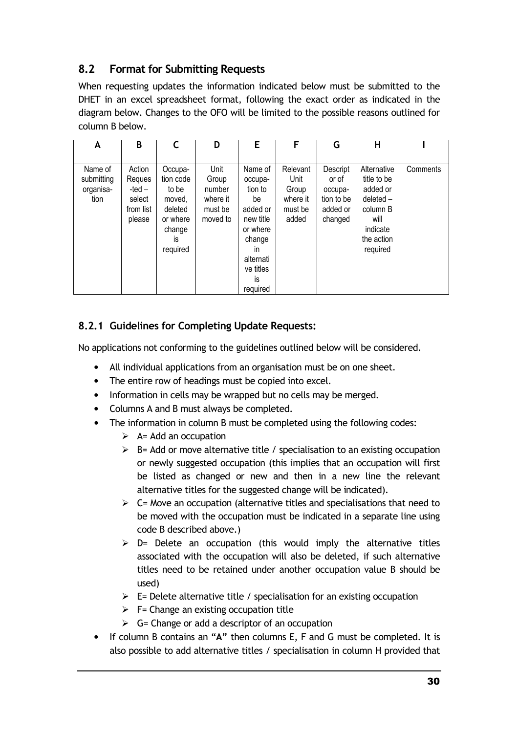## 8.2 Format for Submitting Requests

When requesting updates the information indicated below must be submitted to the DHET in an excel spreadsheet format, following the exact order as indicated in the diagram below. Changes to the OFO will be limited to the possible reasons outlined for column B below.

| A | B | C | D | E | F | G | H | I |
|---|---|---|---|---|---|---|---|---|
| Name of submitting organisation | Action Requested – select from list please | Occupation code to be moved, deleted or where change is required | Unit Group number where it must be moved to | Name of occupation to be added or new title or where change in alternative titles is required | Relevant Unit Group where it must be added | Descriptor of occupation to be added or changed | Alternative title to be added or deleted – column B will indicate the action required | Comments |

### 8.2.1 Guidelines for Completing Update Requests:

No applications not conforming to the guidelines outlined below will be considered.

- All individual applications from an organisation must be on one sheet.
- The entire row of headings must be copied into excel.
- Information in cells may be wrapped but no cells may be merged.
- Columns A and B must always be completed.
- The information in column B must be completed using the following codes:
  - A= Add an occupation
  - B= Add or move alternative title / specialisation to an existing occupation or newly suggested occupation (this implies that an occupation will first be listed as changed or new and then in a new line the relevant alternative titles for the suggested change will be indicated).
  - C= Move an occupation (alternative titles and specialisations that need to be moved with the occupation must be indicated in a separate line using code B described above.)
  - D= Delete an occupation (this would imply the alternative titles associated with the occupation will also be deleted, if such alternative titles need to be retained under another occupation value B should be used)
  - E= Delete alternative title / specialisation for an existing occupation
  - F= Change an existing occupation title
  - G= Change or add a descriptor of an occupation
- If column B contains an "**A**" then columns E, F and G must be completed. It is also possible to add alternative titles / specialisation in column H provided that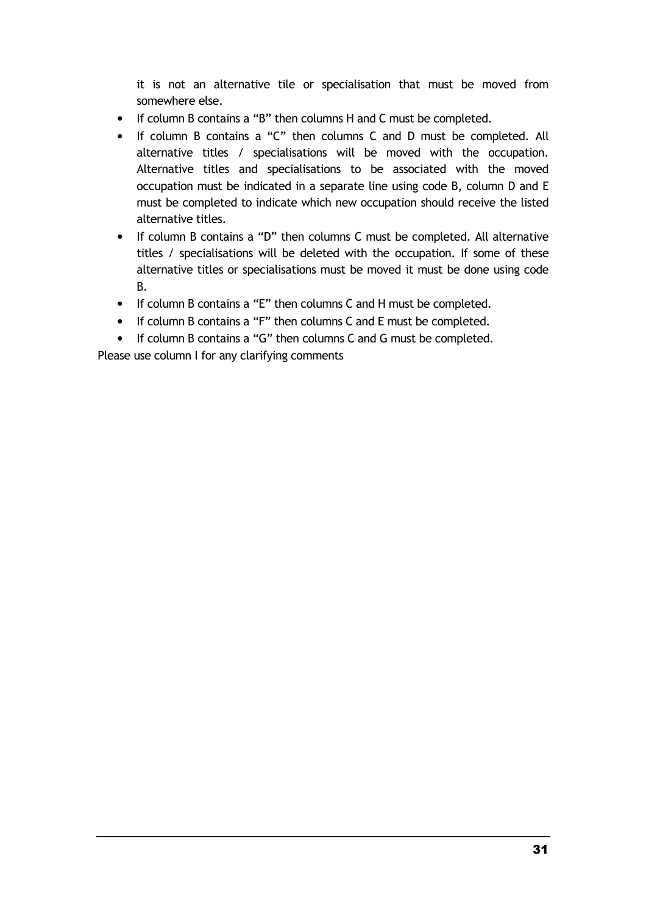it is not an alternative tile or specialisation that must be moved from somewhere else.

- If column B contains a “B” then columns H and C must be completed.
- If column B contains a “C” then columns C and D must be completed. All alternative titles / specialisations will be moved with the occupation. Alternative titles and specialisations to be associated with the moved occupation must be indicated in a separate line using code B, column D and E must be completed to indicate which new occupation should receive the listed alternative titles.
- If column B contains a “D” then columns C must be completed. All alternative titles / specialisations will be deleted with the occupation. If some of these alternative titles or specialisations must be moved it must be done using code B.
- If column B contains a “E” then columns C and H must be completed.
- If column B contains a “F” then columns C and E must be completed.
- If column B contains a “G” then columns C and G must be completed.

Please use column I for any clarifying comments